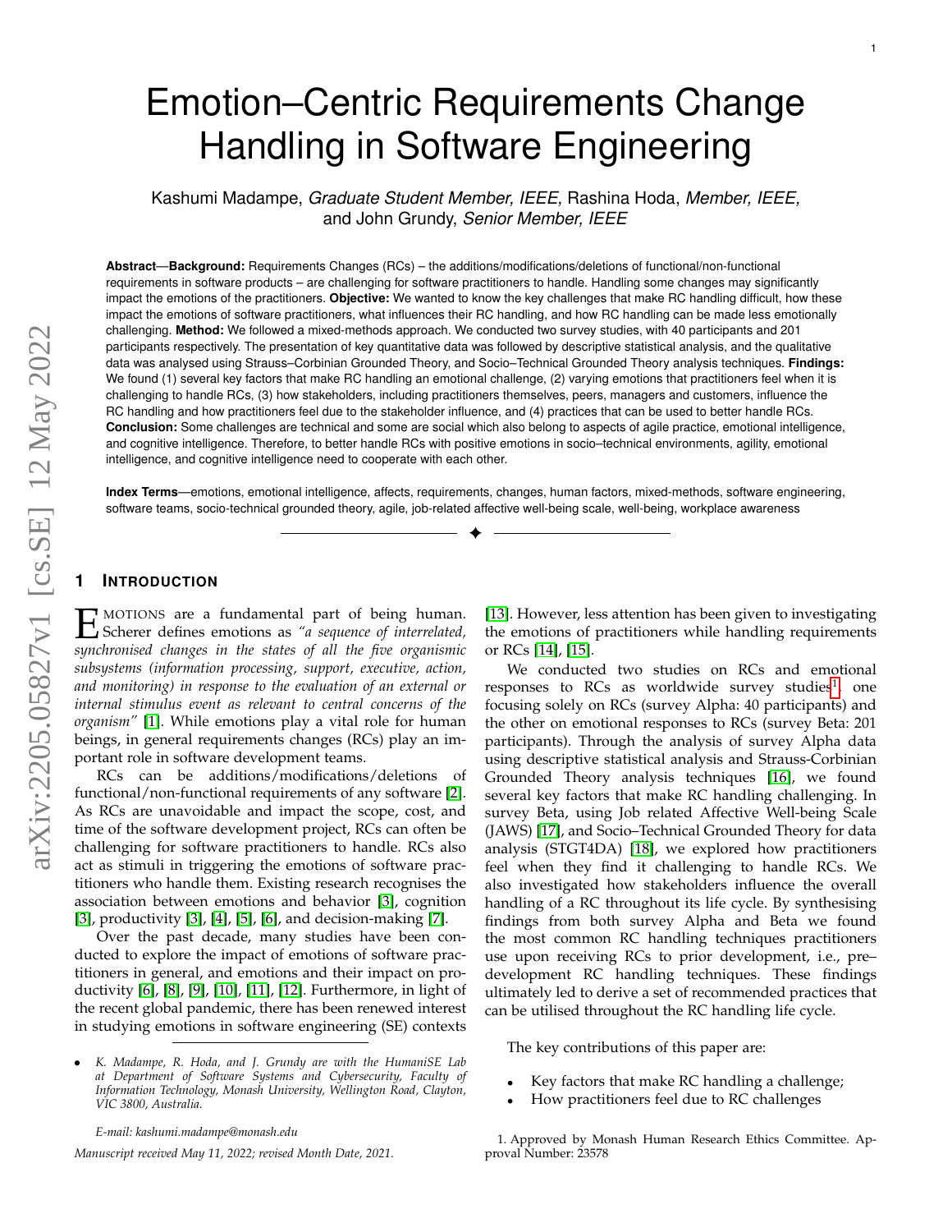# Emotion–Centric Requirements Change Handling in Software Engineering

Kashumi Madampe, *Graduate Student Member, IEEE,* Rashina Hoda, *Member, IEEE,* and John Grundy, *Senior Member, IEEE*

**Abstract**—**Background:** Requirements Changes (RCs) – the additions/modifications/deletions of functional/non-functional requirements in software products – are challenging for software practitioners to handle. Handling some changes may significantly impact the emotions of the practitioners. **Objective:** We wanted to know the key challenges that make RC handling difficult, how these impact the emotions of software practitioners, what influences their RC handling, and how RC handling can be made less emotionally challenging. **Method:** We followed a mixed-methods approach. We conducted two survey studies, with 40 participants and 201 participants respectively. The presentation of key quantitative data was followed by descriptive statistical analysis, and the qualitative data was analysed using Strauss–Corbinian Grounded Theory, and Socio–Technical Grounded Theory analysis techniques. **Findings:** We found (1) several key factors that make RC handling an emotional challenge, (2) varying emotions that practitioners feel when it is challenging to handle RCs, (3) how stakeholders, including practitioners themselves, peers, managers and customers, influence the RC handling and how practitioners feel due to the stakeholder influence, and (4) practices that can be used to better handle RCs. **Conclusion:** Some challenges are technical and some are social which also belong to aspects of agile practice, emotional intelligence, and cognitive intelligence. Therefore, to better handle RCs with positive emotions in socio–technical environments, agility, emotional intelligence, and cognitive intelligence need to cooperate with each other.

**Index Terms**—emotions, emotional intelligence, affects, requirements, changes, human factors, mixed-methods, software engineering, software teams, socio-technical grounded theory, agile, job-related affective well-being scale, well-being, workplace awareness

## 1 Introduction

Emotions are a fundamental part of being human. Scherer defines emotions as *"a sequence of interrelated, synchronised changes in the states of all the five organismic subsystems (information processing, support, executive, action, and monitoring) in response to the evaluation of an external or internal stimulus event as relevant to central concerns of the organism"* [1]. While emotions play a vital role for human beings, in general requirements changes (RCs) play an important role in software development teams.

RCs can be additions/modifications/deletions of functional/non-functional requirements of any software [2]. As RCs are unavoidable and impact the scope, cost, and time of the software development project, RCs can often be challenging for software practitioners to handle. RCs also act as stimuli in triggering the emotions of software practitioners who handle them. Existing research recognises the association between emotions and behavior [3], cognition [3], productivity [3], [4], [5], [6], and decision-making [7].

Over the past decade, many studies have been conducted to explore the impact of emotions of software practitioners in general, and emotions and their impact on productivity [6], [8], [9], [10], [11], [12]. Furthermore, in light of the recent global pandemic, there has been renewed interest in studying emotions in software engineering (SE) contexts [13]. However, less attention has been given to investigating the emotions of practitioners while handling requirements or RCs [14], [15].

We conducted two studies on RCs and emotional responses to RCs as worldwide survey studies[1], one focusing solely on RCs (survey Alpha: 40 participants) and the other on emotional responses to RCs (survey Beta: 201 participants). Through the analysis of survey Alpha data using descriptive statistical analysis and Strauss-Corbinian Grounded Theory analysis techniques [16], we found several key factors that make RC handling challenging. In survey Beta, using Job related Affective Well-being Scale (JAWS) [17], and Socio–Technical Grounded Theory for data analysis (STGT4DA) [18], we explored how practitioners feel when they find it challenging to handle RCs. We also investigated how stakeholders influence the overall handling of a RC throughout its life cycle. By synthesising findings from both survey Alpha and Beta we found the most common RC handling techniques practitioners use upon receiving RCs to prior development, i.e., pre–development RC handling techniques. These findings ultimately led to derive a set of recommended practices that can be utilised throughout the RC handling life cycle.

The key contributions of this paper are:

- Key factors that make RC handling a challenge;
- How practitioners feel due to RC challenges

---

- *K. Madampe, R. Hoda, and J. Grundy are with the HumaniSE Lab at Department of Software Systems and Cybersecurity, Faculty of Information Technology, Monash University, Wellington Road, Clayton, VIC 3800, Australia.*

*E-mail: kashumi.madampe@monash.edu*

*Manuscript received May 11, 2022; revised Month Date, 2021.*

1. Approved by Monash Human Research Ethics Committee. Approval Number: 23578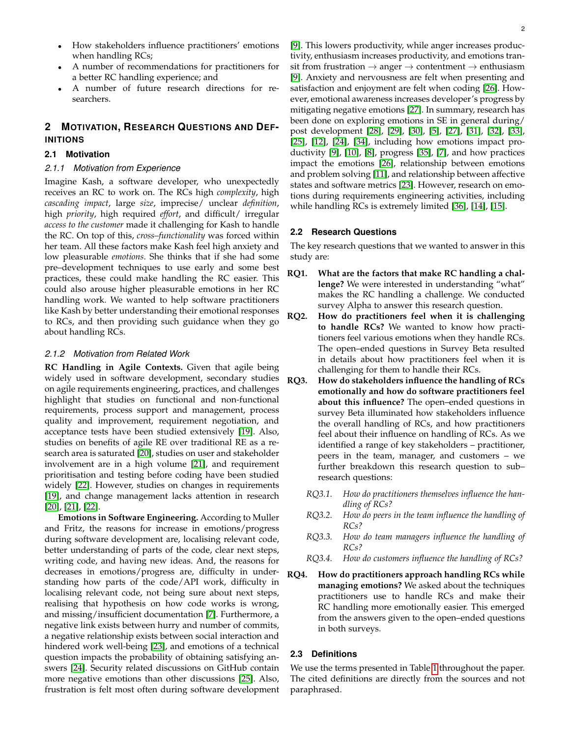- How stakeholders influence practitioners' emotions when handling RCs;
- A number of recommendations for practitioners for a better RC handling experience; and
- A number of future research directions for researchers.

## 2 Motivation, Research Questions and Definitions

### 2.1 Motivation

#### 2.1.1 Motivation from Experience

Imagine Kash, a software developer, who unexpectedly receives an RC to work on. The RCs high *complexity*, high *cascading impact*, large *size*, imprecise/ unclear *definition*, high *priority*, high required *effort*, and difficult/ irregular *access to the customer* made it challenging for Kash to handle the RC. On top of this, *cross–functionality* was forced within her team. All these factors make Kash feel high anxiety and low pleasurable *emotions*. She thinks that if she had some pre–development techniques to use early and some best practices, these could make handling the RC easier. This could also arouse higher pleasurable emotions in her RC handling work. We wanted to help software practitioners like Kash by better understanding their emotional responses to RCs, and then providing such guidance when they go about handling RCs.

#### 2.1.2 Motivation from Related Work

**RC Handling in Agile Contexts.** Given that agile being widely used in software development, secondary studies on agile requirements engineering, practices, and challenges highlight that studies on functional and non-functional requirements, process support and management, process quality and improvement, requirement negotiation, and acceptance tests have been studied extensively [19]. Also, studies on benefits of agile RE over traditional RE as a research area is saturated [20], studies on user and stakeholder involvement are in a high volume [21], and requirement prioritisation and testing before coding have been studied widely [22]. However, studies on changes in requirements [19], and change management lacks attention in research [20], [21], [22].

**Emotions in Software Engineering.** According to Muller and Fritz, the reasons for increase in emotions/progress during software development are, localising relevant code, better understanding of parts of the code, clear next steps, writing code, and having new ideas. And, the reasons for decreases in emotions/progress are, difficulty in understanding how parts of the code/API work, difficulty in localising relevant code, not being sure about next steps, realising that hypothesis on how code works is wrong, and missing/insufficient documentation [7]. Furthermore, a negative link exists between hurry and number of commits, a negative relationship exists between social interaction and hindered work well-being [23], and emotions of a technical question impacts the probability of obtaining satisfying answers [24]. Security related discussions on GitHub contain more negative emotions than other discussions [25]. Also, frustration is felt most often during software development [9]. This lowers productivity, while anger increases productivity, enthusiasm increases productivity, and emotions transit from frustration → anger → contentment → enthusiasm [9]. Anxiety and nervousness are felt when presenting and satisfaction and enjoyment are felt when coding [26]. However, emotional awareness increases developer's progress by mitigating negative emotions [27]. In summary, research has been done on exploring emotions in SE in general during/ post development [28], [29], [30], [5], [27], [31], [32], [33], [25], [12], [24], [34], including how emotions impact productivity [9], [10], [8], progress [35], [7], and how practices impact the emotions [26], relationship between emotions and problem solving [11], and relationship between affective states and software metrics [23]. However, research on emotions during requirements engineering activities, including while handling RCs is extremely limited [36], [14], [15].

### 2.2 Research Questions

The key research questions that we wanted to answer in this study are:

**RQ1. What are the factors that make RC handling a challenge?** We were interested in understanding "what" makes the RC handling a challenge. We conducted survey Alpha to answer this research question.

**RQ2. How do practitioners feel when it is challenging to handle RCs?** We wanted to know how practitioners feel various emotions when they handle RCs. The open–ended questions in Survey Beta resulted in details about how practitioners feel when it is challenging for them to handle their RCs.

**RQ3. How do stakeholders influence the handling of RCs emotionally and how do software practitioners feel about this influence?** The open–ended questions in survey Beta illuminated how stakeholders influence the overall handling of RCs, and how practitioners feel about their influence on handling of RCs. As we identified a range of key stakeholders – practitioner, peers in the team, manager, and customers – we further breakdown this research question to sub–research questions:

- *RQ3.1. How do practitioners themselves influence the handling of RCs?*
- *RQ3.2. How do peers in the team influence the handling of RCs?*
- *RQ3.3. How do team managers influence the handling of RCs?*
- *RQ3.4. How do customers influence the handling of RCs?*

**RQ4. How do practitioners approach handling RCs while managing emotions?** We asked about the techniques practitioners use to handle RCs and make their RC handling more emotionally easier. This emerged from the answers given to the open–ended questions in both surveys.

### 2.3 Definitions

We use the terms presented in Table 1 throughout the paper. The cited definitions are directly from the sources and not paraphrased.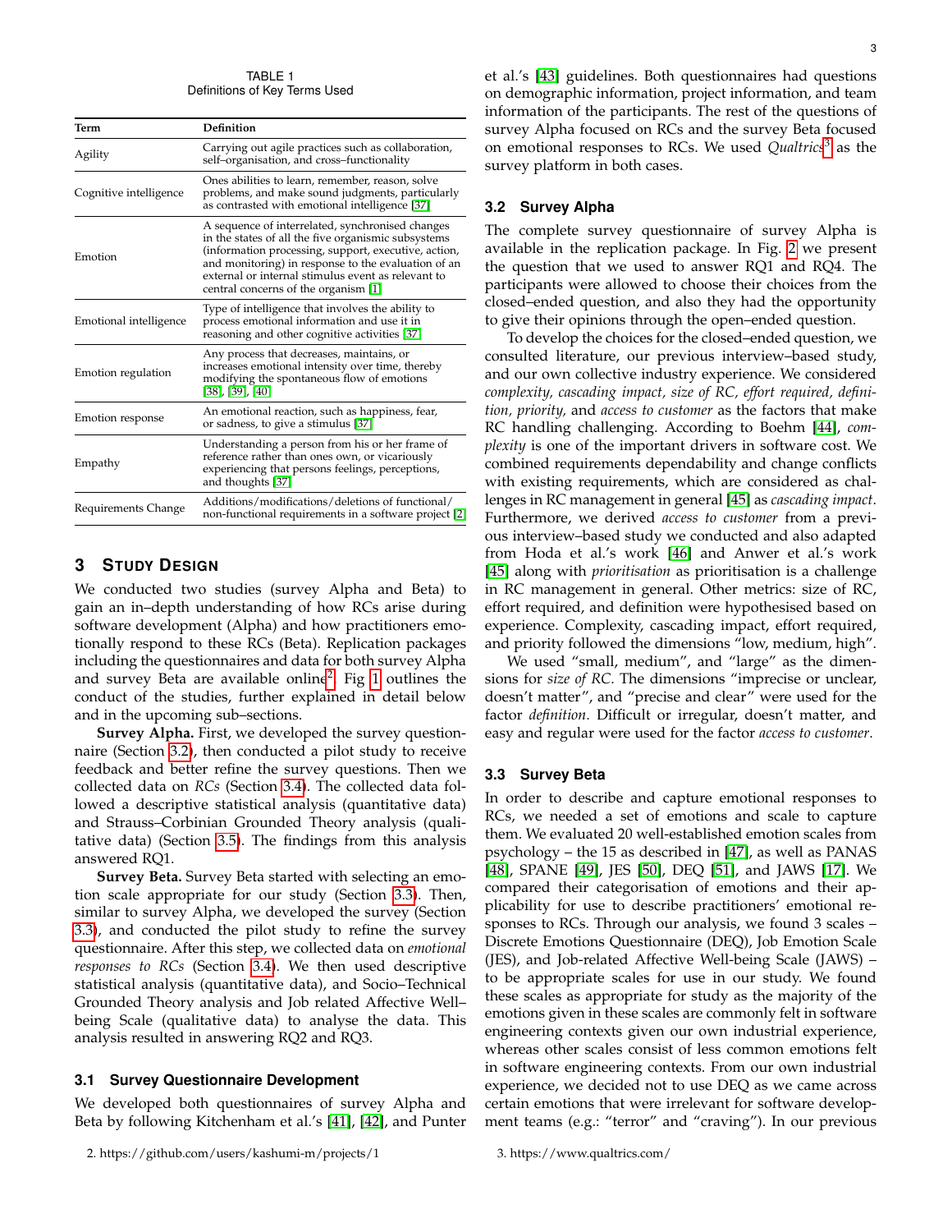TABLE 1
Definitions of Key Terms Used

| Term | Definition |
| --- | --- |
| Agility | Carrying out agile practices such as collaboration, self–organisation, and cross–functionality |
| Cognitive intelligence | Ones abilities to learn, remember, reason, solve problems, and make sound judgments, particularly as contrasted with emotional intelligence [37] |
| Emotion | A sequence of interrelated, synchronised changes in the states of all the five organismic subsystems (information processing, support, executive, action, and monitoring) in response to the evaluation of an external or internal stimulus event as relevant to central concerns of the organism [1] |
| Emotional intelligence | Type of intelligence that involves the ability to process emotional information and use it in reasoning and other cognitive activities [37] |
| Emotion regulation | Any process that decreases, maintains, or increases emotional intensity over time, thereby modifying the spontaneous flow of emotions [38], [39], [40] |
| Emotion response | An emotional reaction, such as happiness, fear, or sadness, to give a stimulus [37] |
| Empathy | Understanding a person from his or her frame of reference rather than ones own, or vicariously experiencing that persons feelings, perceptions, and thoughts [37] |
| Requirements Change | Additions/modifications/deletions of functional/ non-functional requirements in a software project [2] |

## 3 Study Design

We conducted two studies (survey Alpha and Beta) to gain an in–depth understanding of how RCs arise during software development (Alpha) and how practitioners emotionally respond to these RCs (Beta). Replication packages including the questionnaires and data for both survey Alpha and survey Beta are available online[2]. Fig 1 outlines the conduct of the studies, further explained in detail below and in the upcoming sub–sections.

**Survey Alpha.** First, we developed the survey questionnaire (Section 3.2), then conducted a pilot study to receive feedback and better refine the survey questions. Then we collected data on *RCs* (Section 3.4). The collected data followed a descriptive statistical analysis (quantitative data) and Strauss–Corbinian Grounded Theory analysis (qualitative data) (Section 3.5). The findings from this analysis answered RQ1.

**Survey Beta.** Survey Beta started with selecting an emotion scale appropriate for our study (Section 3.3). Then, similar to survey Alpha, we developed the survey (Section 3.3), and conducted the pilot study to refine the survey questionnaire. After this step, we collected data on *emotional responses to RCs* (Section 3.4). We then used descriptive statistical analysis (quantitative data), and Socio–Technical Grounded Theory analysis and Job related Affective Well–being Scale (qualitative data) to analyse the data. This analysis resulted in answering RQ2 and RQ3.

### 3.1 Survey Questionnaire Development

We developed both questionnaires of survey Alpha and Beta by following Kitchenham et al.'s [41], [42], and Punter et al.'s [43] guidelines. Both questionnaires had questions on demographic information, project information, and team information of the participants. The rest of the questions of survey Alpha focused on RCs and the survey Beta focused on emotional responses to RCs. We used *Qualtrics*[3] as the survey platform in both cases.

### 3.2 Survey Alpha

The complete survey questionnaire of survey Alpha is available in the replication package. In Fig. 2 we present the question that we used to answer RQ1 and RQ4. The participants were allowed to choose their choices from the closed–ended question, and also they had the opportunity to give their opinions through the open–ended question.

To develop the choices for the closed–ended question, we consulted literature, our previous interview–based study, and our own collective industry experience. We considered *complexity, cascading impact, size of RC, effort required, definition, priority,* and *access to customer* as the factors that make RC handling challenging. According to Boehm [44], *complexity* is one of the important drivers in software cost. We combined requirements dependability and change conflicts with existing requirements, which are considered as challenges in RC management in general [45] as *cascading impact*. Furthermore, we derived *access to customer* from a previous interview–based study we conducted and also adapted from Hoda et al.'s work [46] and Anwer et al.'s work [45] along with *prioritisation* as prioritisation is a challenge in RC management in general. Other metrics: size of RC, effort required, and definition were hypothesised based on experience. Complexity, cascading impact, effort required, and priority followed the dimensions "low, medium, high".

We used "small, medium", and "large" as the dimensions for *size of RC*. The dimensions "imprecise or unclear, doesn't matter", and "precise and clear" were used for the factor *definition*. Difficult or irregular, doesn't matter, and easy and regular were used for the factor *access to customer*.

### 3.3 Survey Beta

In order to describe and capture emotional responses to RCs, we needed a set of emotions and scale to capture them. We evaluated 20 well-established emotion scales from psychology – the 15 as described in [47], as well as PANAS [48], SPANE [49], JES [50], DEQ [51], and JAWS [17]. We compared their categorisation of emotions and their applicability for use to describe practitioners' emotional responses to RCs. Through our analysis, we found 3 scales – Discrete Emotions Questionnaire (DEQ), Job Emotion Scale (JES), and Job-related Affective Well-being Scale (JAWS) – to be appropriate scales for use in our study. We found these scales as appropriate for study as the majority of the emotions given in these scales are commonly felt in software engineering contexts given our own industrial experience, whereas other scales consist of less common emotions felt in software engineering contexts. From our own industrial experience, we decided not to use DEQ as we came across certain emotions that were irrelevant for software development teams (e.g.: "terror" and "craving"). In our previous

2. https://github.com/users/kashumi-m/projects/1

3. https://www.qualtrics.com/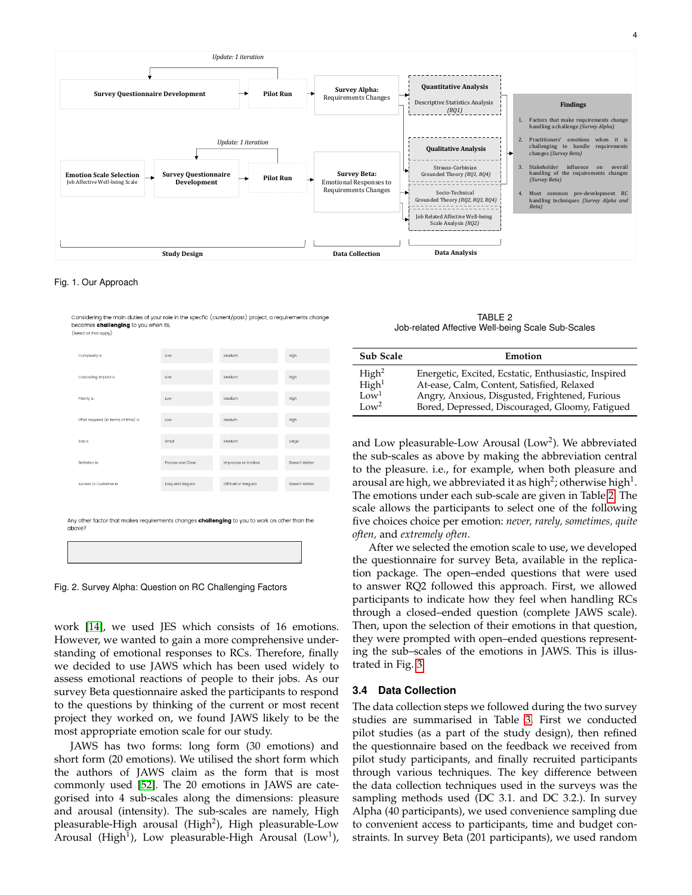Fig. 1. Our Approach

Fig. 2. Survey Alpha: Question on RC Challenging Factors

work [14], we used JES which consists of 16 emotions. However, we wanted to gain a more comprehensive understanding of emotional responses to RCs. Therefore, finally we decided to use JAWS which has been used widely to assess emotional reactions of people to their jobs. As our survey Beta questionnaire asked the participants to respond to the questions by thinking of the current or most recent project they worked on, we found JAWS likely to be the most appropriate emotion scale for our study.

JAWS has two forms: long form (30 emotions) and short form (20 emotions). We utilised the short form which the authors of JAWS claim as the form that is most commonly used [52]. The 20 emotions in JAWS are categorised into 4 sub-scales along the dimensions: pleasure and arousal (intensity). The sub-scales are namely, High pleasurable-High arousal ($High^2$), High pleasurable-Low Arousal ($High^1$), Low pleasurable-High Arousal ($Low^1$), and Low pleasurable-Low Arousal ($Low^2$). We abbreviated the sub-scales as above by making the abbreviation central to the pleasure. i.e., for example, when both pleasure and arousal are high, we abbreviated it as $high^2$; otherwise $high^1$. The emotions under each sub-scale are given in Table 2. The scale allows the participants to select one of the following five choices choice per emotion: *never, rarely, sometimes, quite often,* and *extremely often*.

TABLE 2
Job-related Affective Well-being Scale Sub-Scales

| Sub Scale | Emotion |
|---|---|
| $High^2$ | Energetic, Excited, Ecstatic, Enthusiastic, Inspired |
| $High^1$ | At-ease, Calm, Content, Satisfied, Relaxed |
| $Low^1$ | Angry, Anxious, Disgusted, Frightened, Furious |
| $Low^2$ | Bored, Depressed, Discouraged, Gloomy, Fatigued |

After we selected the emotion scale to use, we developed the questionnaire for survey Beta, available in the replication package. The open–ended questions that were used to answer RQ2 followed this approach. First, we allowed participants to indicate how they feel when handling RCs through a closed–ended question (complete JAWS scale). Then, upon the selection of their emotions in that question, they were prompted with open–ended questions representing the sub–scales of the emotions in JAWS. This is illustrated in Fig. 3.

### 3.4 Data Collection

The data collection steps we followed during the two survey studies are summarised in Table 3. First we conducted pilot studies (as a part of the study design), then refined the questionnaire based on the feedback we received from pilot study participants, and finally recruited participants through various techniques. The key difference between the data collection techniques used in the surveys was the sampling methods used (DC 3.1. and DC 3.2.). In survey Alpha (40 participants), we used convenience sampling due to convenient access to participants, time and budget constraints. In survey Beta (201 participants), we used random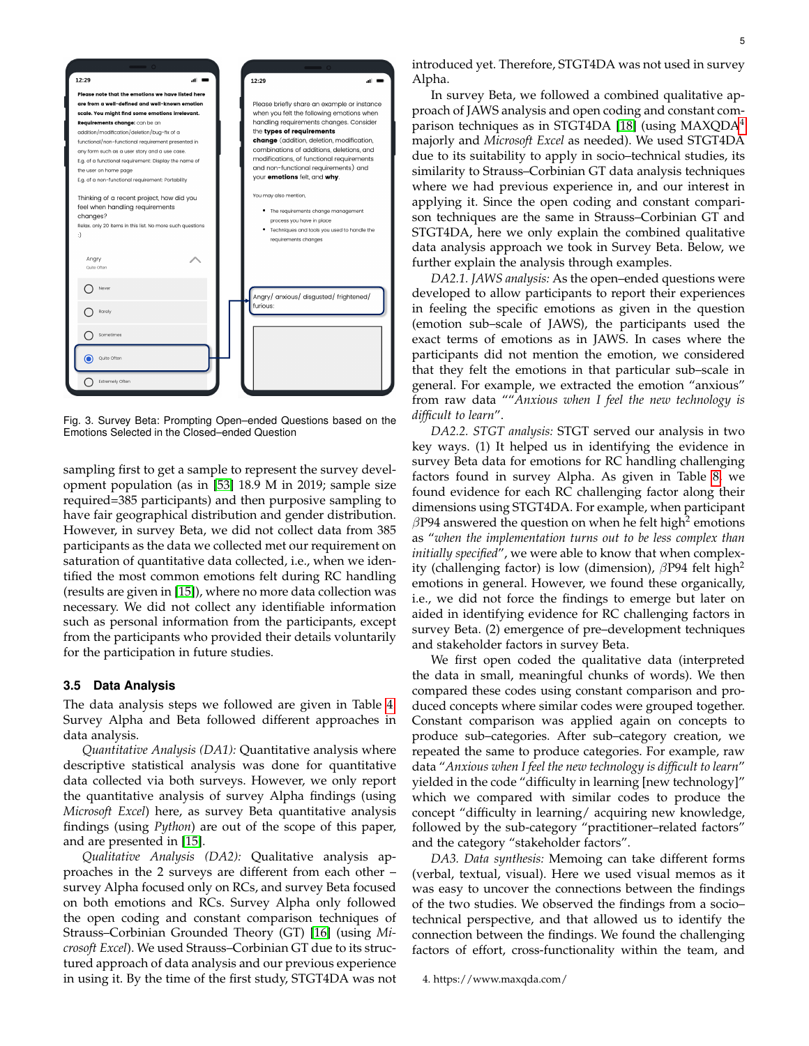Fig. 3. Survey Beta: Prompting Open–ended Questions based on the Emotions Selected in the Closed–ended Question

sampling first to get a sample to represent the survey development population (as in [53] 18.9 M in 2019; sample size required=385 participants) and then purposive sampling to have fair geographical distribution and gender distribution. However, in survey Beta, we did not collect data from 385 participants as the data we collected met our requirement on saturation of quantitative data collected, i.e., when we identified the most common emotions felt during RC handling (results are given in [15]), where no more data collection was necessary. We did not collect any identifiable information such as personal information from the participants, except from the participants who provided their details voluntarily for the participation in future studies.

### 3.5 Data Analysis

The data analysis steps we followed are given in Table 4. Survey Alpha and Beta followed different approaches in data analysis.

*Quantitative Analysis (DA1):* Quantitative analysis where descriptive statistical analysis was done for quantitative data collected via both surveys. However, we only report the quantitative analysis of survey Alpha findings (using *Microsoft Excel*) here, as survey Beta quantitative analysis findings (using *Python*) are out of the scope of this paper, and are presented in [15].

*Qualitative Analysis (DA2):* Qualitative analysis approaches in the 2 surveys are different from each other – survey Alpha focused only on RCs, and survey Beta focused on both emotions and RCs. Survey Alpha only followed the open coding and constant comparison techniques of Strauss–Corbinian Grounded Theory (GT) [16] (using *Microsoft Excel*). We used Strauss–Corbinian GT due to its structured approach of data analysis and our previous experience in using it. By the time of the first study, STGT4DA was not introduced yet. Therefore, STGT4DA was not used in survey Alpha.

In survey Beta, we followed a combined qualitative approach of JAWS analysis and open coding and constant comparison techniques as in STGT4DA [18] (using MAXQDA[4] majorly and *Microsoft Excel* as needed). We used STGT4DA due to its suitability to apply in socio–technical studies, its similarity to Strauss–Corbinian GT data analysis techniques where we had previous experience in, and our interest in applying it. Since the open coding and constant comparison techniques are the same in Strauss–Corbinian GT and STGT4DA, here we only explain the combined qualitative data analysis approach we took in Survey Beta. Below, we further explain the analysis through examples.

*DA2.1. JAWS analysis:* As the open–ended questions were developed to allow participants to report their experiences in feeling the specific emotions as given in the question (emotion sub–scale of JAWS), the participants used the exact terms of emotions as in JAWS. In cases where the participants did not mention the emotion, we considered that they felt the emotions in that particular sub–scale in general. For example, we extracted the emotion "anxious" from raw data ""*Anxious when I feel the new technology is difficult to learn*".

*DA2.2. STGT analysis:* STGT served our analysis in two key ways. (1) It helped us in identifying the evidence in survey Beta data for emotions for RC handling challenging factors found in survey Alpha. As given in Table 8, we found evidence for each RC challenging factor along their dimensions using STGT4DA. For example, when participant $\beta$P94 answered the question on when he felt high[2] emotions as "*when the implementation turns out to be less complex than initially specified*", we were able to know that when complexity (challenging factor) is low (dimension), $\beta$P94 felt high[2] emotions in general. However, we found these organically, i.e., we did not force the findings to emerge but later on aided in identifying evidence for RC challenging factors in survey Beta. (2) emergence of pre–development techniques and stakeholder factors in survey Beta.

We first open coded the qualitative data (interpreted the data in small, meaningful chunks of words). We then compared these codes using constant comparison and produced concepts where similar codes were grouped together. Constant comparison was applied again on concepts to produce sub–categories. After sub–category creation, we repeated the same to produce categories. For example, raw data "*Anxious when I feel the new technology is difficult to learn*" yielded in the code "difficulty in learning [new technology]" which we compared with similar codes to produce the concept "difficulty in learning/ acquiring new knowledge, followed by the sub-category "practitioner–related factors" and the category "stakeholder factors".

*DA3. Data synthesis:* Memoing can take different forms (verbal, textual, visual). Here we used visual memos as it was easy to uncover the connections between the findings of the two studies. We observed the findings from a socio–technical perspective, and that allowed us to identify the connection between the findings. We found the challenging factors of effort, cross-functionality within the team, and

4. https://www.maxqda.com/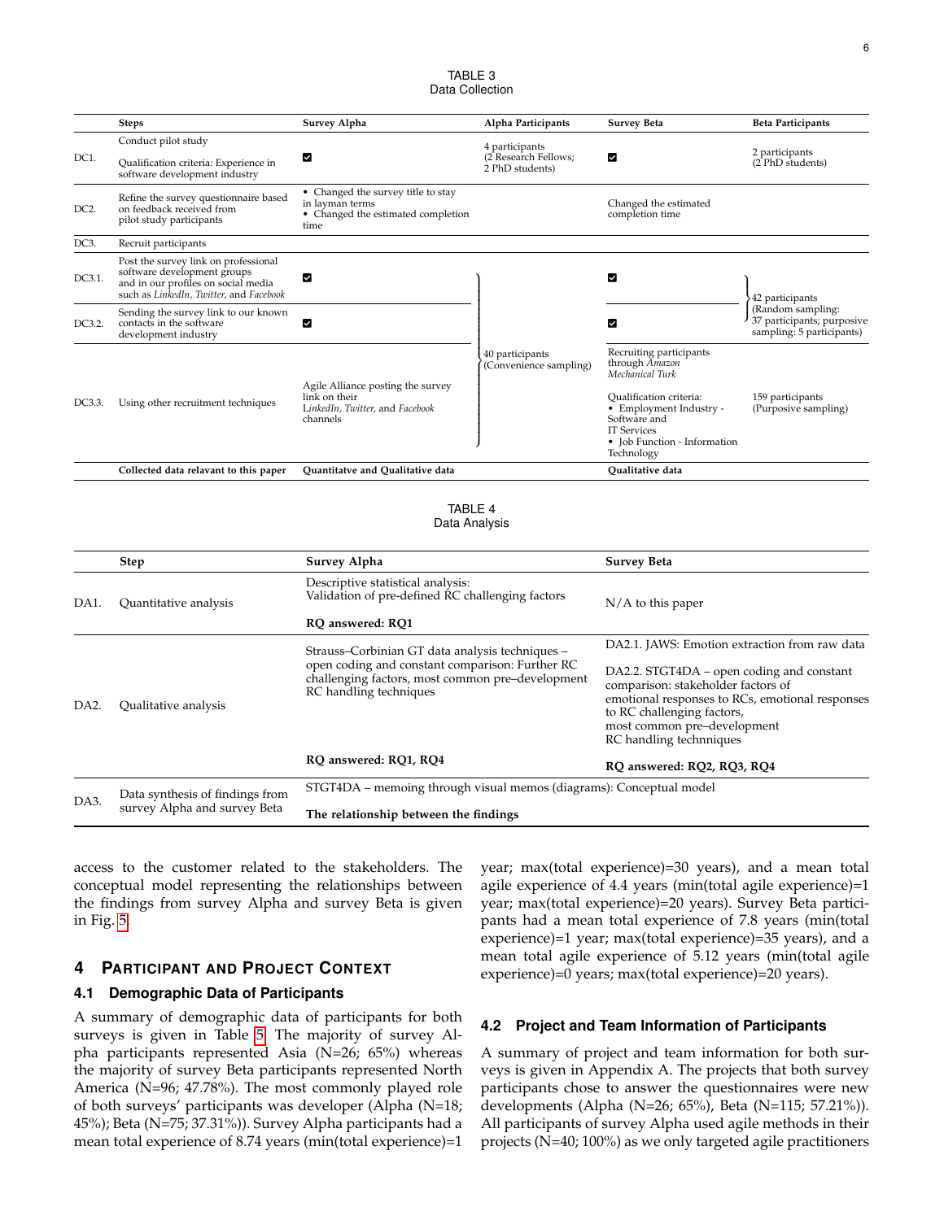TABLE 3
Data Collection

| | Steps | Survey Alpha | Alpha Participants | Survey Beta | Beta Participants |
|---|---|---|---|---|---|
| DC1. | Conduct pilot study<br>Qualification criteria: Experience in software development industry | ☑ | 4 participants (2 Research Fellows; 2 PhD students) | ☑ | 2 participants (2 PhD students) |
| DC2. | Refine the survey questionnaire based on feedback received from pilot study participants | • Changed the survey title to stay in layman terms<br>• Changed the estimated completion time | | Changed the estimated completion time | |
| DC3. | Recruit participants | | | | |
| DC3.1. | Post the survey link on professional software development groups and in our profiles on social media such as *LinkedIn*, *Twitter*, and *Facebook* | ☑ | 40 participants (Convenience sampling) | ☑ | 42 participants (Random sampling: 37 participants; purposive sampling: 5 participants) |
| DC3.2. | Sending the survey link to our known contacts in the software development industry | ☑ | | ☑ | |
| DC3.3. | Using other recruitment techniques | Agile Alliance posting the survey link on their *LinkedIn*, *Twitter*, and *Facebook* channels | | Recruiting participants through *Amazon Mechanical Turk*<br>Qualification criteria:<br>• Employment Industry - Software and IT Services<br>• Job Function - Information Technology | 159 participants (Purposive sampling) |
| | **Collected data relevant to this paper** | **Quantitatve and Qualitative data** | | **Qualitative data** | |

TABLE 4
Data Analysis

| | Step | Survey Alpha | Survey Beta |
|---|---|---|---|
| DA1. | Quantitative analysis | Descriptive statistical analysis: Validation of pre-defined RC challenging factors<br>**RQ answered: RQ1** | N/A to this paper |
| DA2. | Qualitative analysis | Strauss–Corbinian GT data analysis techniques – open coding and constant comparison: Further RC challenging factors, most common pre–development RC handling techniques<br>**RQ answered: RQ1, RQ4** | DA2.1. JAWS: Emotion extraction from raw data<br>DA2.2. STGT4DA – open coding and constant comparison: stakeholder factors of emotional responses to RCs, emotional responses to RC challenging factors, most common pre–development RC handling technniques<br>**RQ answered: RQ2, RQ3, RQ4** |
| DA3. | Data synthesis of findings from survey Alpha and survey Beta | STGT4DA – memoing through visual memos (diagrams): Conceptual model<br>**The relationship between the findings** | |

access to the customer related to the stakeholders. The conceptual model representing the relationships between the findings from survey Alpha and survey Beta is given in Fig. 5.

## 4 Participant and Project Context

### 4.1 Demographic Data of Participants

A summary of demographic data of participants for both surveys is given in Table 5. The majority of survey Alpha participants represented Asia (N=26; 65%) whereas the majority of survey Beta participants represented North America (N=96; 47.78%). The most commonly played role of both surveys' participants was developer (Alpha (N=18; 45%); Beta (N=75; 37.31%)). Survey Alpha participants had a mean total experience of 8.74 years (min(total experience)=1 year; max(total experience)=30 years), and a mean total agile experience of 4.4 years (min(total agile experience)=1 year; max(total experience)=20 years). Survey Beta participants had a mean total experience of 7.8 years (min(total experience)=1 year; max(total experience)=35 years), and a mean total agile experience of 5.12 years (min(total agile experience)=0 years; max(total experience)=20 years).

### 4.2 Project and Team Information of Participants

A summary of project and team information for both surveys is given in Appendix A. The projects that both survey participants chose to answer the questionnaires were new developments (Alpha (N=26; 65%), Beta (N=115; 57.21%)). All participants of survey Alpha used agile methods in their projects (N=40; 100%) as we only targeted agile practitioners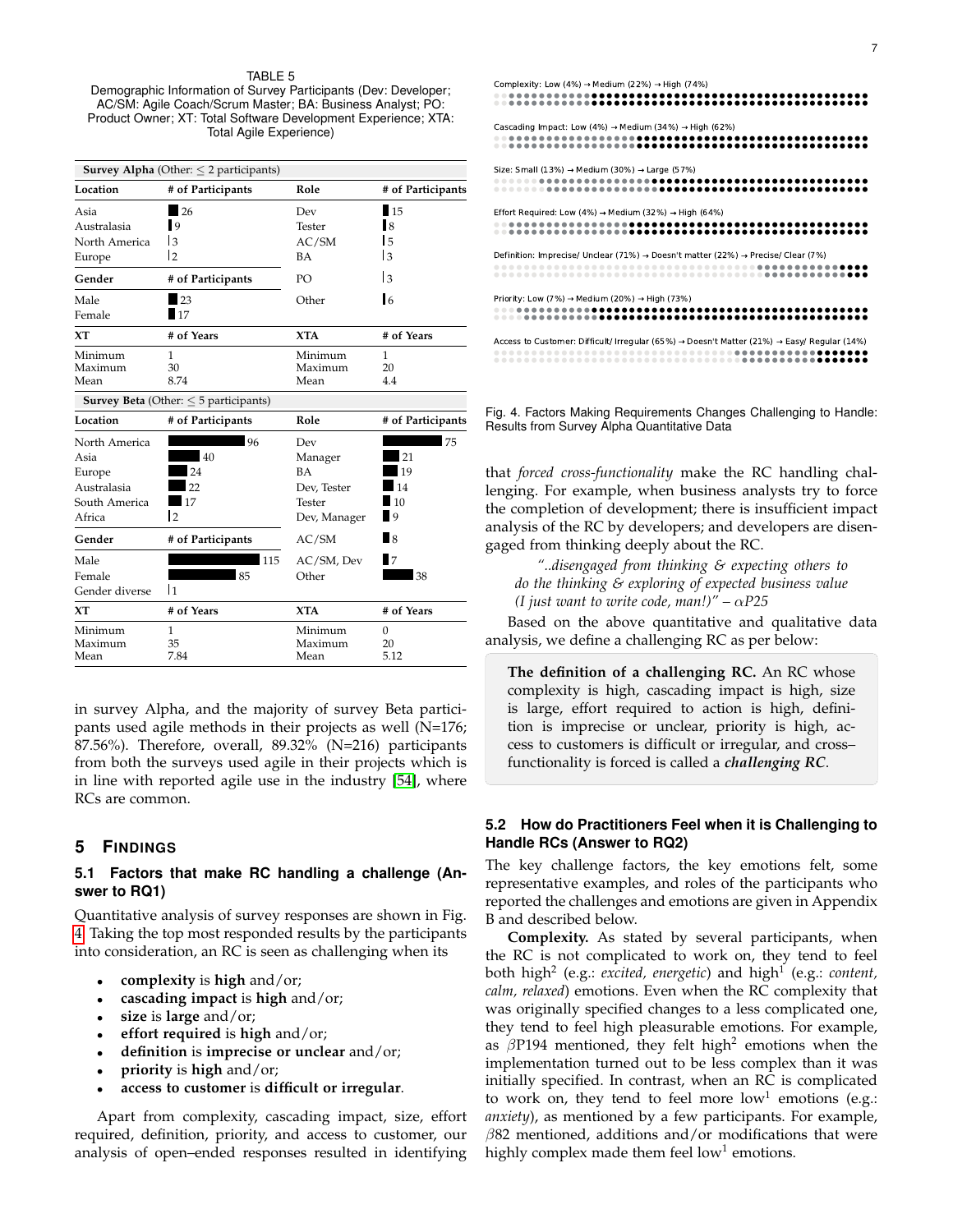TABLE 5
Demographic Information of Survey Participants (Dev: Developer; AC/SM: Agile Coach/Scrum Master; BA: Business Analyst; PO: Product Owner; XT: Total Software Development Experience; XTA: Total Agile Experience)

| **Survey Alpha** (Other: ≤ 2 participants) | | | |
|---|---|---|---|
| **Location** | **# of Participants** | **Role** | **# of Participants** |
| Asia | 26 | Dev | 15 |
| Australasia | 9 | Tester | 8 |
| North America | 3 | AC/SM | 5 |
| Europe | 2 | BA | 3 |
| **Gender** | **# of Participants** | PO | 3 |
| Male | 23 | Other | 6 |
| Female | 17 | | |
| **XT** | **# of Years** | **XTA** | **# of Years** |
| Minimum | 1 | Minimum | 1 |
| Maximum | 30 | Maximum | 20 |
| Mean | 8.74 | Mean | 4.4 |
| **Survey Beta** (Other: ≤ 5 participants) | | | |
| **Location** | **# of Participants** | **Role** | **# of Participants** |
| North America | 96 | Dev | 75 |
| Asia | 40 | Manager | 21 |
| Europe | 24 | BA | 19 |
| Australasia | 22 | Dev, Tester | 14 |
| South America | 17 | Tester | 10 |
| Africa | 2 | Dev, Manager | 9 |
| **Gender** | **# of Participants** | AC/SM | 8 |
| Male | 115 | AC/SM, Dev | 7 |
| Female | 85 | Other | 38 |
| Gender diverse | 1 | | |
| **XT** | **# of Years** | **XTA** | **# of Years** |
| Minimum | 1 | Minimum | 0 |
| Maximum | 35 | Maximum | 20 |
| Mean | 7.84 | Mean | 5.12 |

in survey Alpha, and the majority of survey Beta participants used agile methods in their projects as well (N=176; 87.56%). Therefore, overall, 89.32% (N=216) participants from both the surveys used agile in their projects which is in line with reported agile use in the industry [54], where RCs are common.

## 5 Findings

### 5.1 Factors that make RC handling a challenge (Answer to RQ1)

Quantitative analysis of survey responses are shown in Fig. 4. Taking the top most responded results by the participants into consideration, an RC is seen as challenging when its

- **complexity** is **high** and/or;
- **cascading impact** is **high** and/or;
- **size** is **large** and/or;
- **effort required** is **high** and/or;
- **definition** is **imprecise or unclear** and/or;
- **priority** is **high** and/or;
- **access to customer** is **difficult or irregular**.

Apart from complexity, cascading impact, size, effort required, definition, priority, and access to customer, our analysis of open–ended responses resulted in identifying

Complexity: Low (4%) → Medium (22%) → High (74%)

Cascading Impact: Low (4%) → Medium (34%) → High (62%)

Size: Small (13%) → Medium (30%) → Large (57%)

Effort Required: Low (4%) → Medium (32%) → High (64%)

Definition: Imprecise/ Unclear (71%) → Doesn't matter (22%) → Precise/ Clear (7%)

Priority: Low (7%) → Medium (20%) → High (73%)

Access to Customer: Difficult/ Irregular (65%) → Doesn't Matter (21%) → Easy/ Regular (14%)

Fig. 4. Factors Making Requirements Changes Challenging to Handle: Results from Survey Alpha Quantitative Data

that *forced cross-functionality* make the RC handling challenging. For example, when business analysts try to force the completion of development; there is insufficient impact analysis of the RC by developers; and developers are disengaged from thinking deeply about the RC.

> *"..disengaged from thinking & expecting others to do the thinking & exploring of expected business value (I just want to write code, man!)" – $\alpha$P25*

Based on the above quantitative and qualitative data analysis, we define a challenging RC as per below:

> **The definition of a challenging RC.** An RC whose complexity is high, cascading impact is high, size is large, effort required to action is high, definition is imprecise or unclear, priority is high, access to customers is difficult or irregular, and cross–functionality is forced is called a ***challenging RC***.

### 5.2 How do Practitioners Feel when it is Challenging to Handle RCs (Answer to RQ2)

The key challenge factors, the key emotions felt, some representative examples, and roles of the participants who reported the challenges and emotions are given in Appendix B and described below.

**Complexity.** As stated by several participants, when the RC is not complicated to work on, they tend to feel both high$^2$ (e.g.: *excited, energetic*) and high$^1$ (e.g.: *content, calm, relaxed*) emotions. Even when the RC complexity that was originally specified changes to a less complicated one, they tend to feel high pleasurable emotions. For example, as $\beta$P194 mentioned, they felt high$^2$ emotions when the implementation turned out to be less complex than it was initially specified. In contrast, when an RC is complicated to work on, they tend to feel more low$^1$ emotions (e.g.: *anxiety*), as mentioned by a few participants. For example, $\beta$82 mentioned, additions and/or modifications that were highly complex made them feel low$^1$ emotions.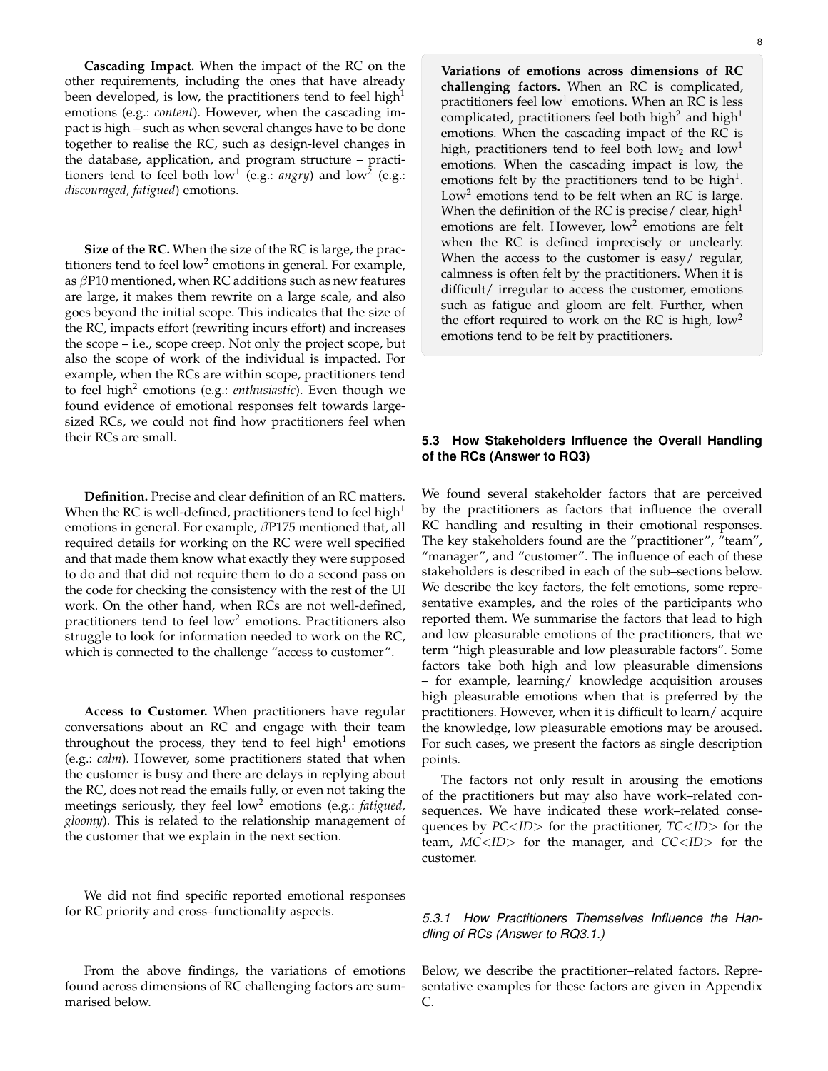**Cascading Impact.** When the impact of the RC on the other requirements, including the ones that have already been developed, is low, the practitioners tend to feel high$^1$ emotions (e.g.: *content*). However, when the cascading impact is high – such as when several changes have to be done together to realise the RC, such as design-level changes in the database, application, and program structure – practitioners tend to feel both low$^1$ (e.g.: *angry*) and low$^2$ (e.g.: *discouraged, fatigued*) emotions.

**Size of the RC.** When the size of the RC is large, the practitioners tend to feel low$^2$ emotions in general. For example, as $\beta$P10 mentioned, when RC additions such as new features are large, it makes them rewrite on a large scale, and also goes beyond the initial scope. This indicates that the size of the RC, impacts effort (rewriting incurs effort) and increases the scope – i.e., scope creep. Not only the project scope, but also the scope of work of the individual is impacted. For example, when the RCs are within scope, practitioners tend to feel high$^2$ emotions (e.g.: *enthusiastic*). Even though we found evidence of emotional responses felt towards large-sized RCs, we could not find how practitioners feel when their RCs are small.

**Definition.** Precise and clear definition of an RC matters. When the RC is well-defined, practitioners tend to feel high$^1$ emotions in general. For example, $\beta$P175 mentioned that, all required details for working on the RC were well specified and that made them know what exactly they were supposed to do and that did not require them to do a second pass on the code for checking the consistency with the rest of the UI work. On the other hand, when RCs are not well-defined, practitioners tend to feel low$^2$ emotions. Practitioners also struggle to look for information needed to work on the RC, which is connected to the challenge "access to customer".

**Access to Customer.** When practitioners have regular conversations about an RC and engage with their team throughout the process, they tend to feel high$^1$ emotions (e.g.: *calm*). However, some practitioners stated that when the customer is busy and there are delays in replying about the RC, does not read the emails fully, or even not taking the meetings seriously, they feel low$^2$ emotions (e.g.: *fatigued, gloomy*). This is related to the relationship management of the customer that we explain in the next section.

We did not find specific reported emotional responses for RC priority and cross–functionality aspects.

From the above findings, the variations of emotions found across dimensions of RC challenging factors are summarised below.

> **Variations of emotions across dimensions of RC challenging factors.** When an RC is complicated, practitioners feel low$^1$ emotions. When an RC is less complicated, practitioners feel both high$^2$ and high$^1$ emotions. When the cascading impact of the RC is high, practitioners tend to feel both low$_2$ and low$^1$ emotions. When the cascading impact is low, the emotions felt by the practitioners tend to be high$^1$. Low$^2$ emotions tend to be felt when an RC is large. When the definition of the RC is precise/ clear, high$^1$ emotions are felt. However, low$^2$ emotions are felt when the RC is defined imprecisely or unclearly. When the access to the customer is easy/ regular, calmness is often felt by the practitioners. When it is difficult/ irregular to access the customer, emotions such as fatigue and gloom are felt. Further, when the effort required to work on the RC is high, low$^2$ emotions tend to be felt by practitioners.

### 5.3 How Stakeholders Influence the Overall Handling of the RCs (Answer to RQ3)

We found several stakeholder factors that are perceived by the practitioners as factors that influence the overall RC handling and resulting in their emotional responses. The key stakeholders found are the "practitioner", "team", "manager", and "customer". The influence of each of these stakeholders is described in each of the sub–sections below. We describe the key factors, the felt emotions, some representative examples, and the roles of the participants who reported them. We summarise the factors that lead to high and low pleasurable emotions of the practitioners, that we term "high pleasurable and low pleasurable factors". Some factors take both high and low pleasurable dimensions – for example, learning/ knowledge acquisition arouses high pleasurable emotions when that is preferred by the practitioners. However, when it is difficult to learn/ acquire the knowledge, low pleasurable emotions may be aroused. For such cases, we present the factors as single description points.

The factors not only result in arousing the emotions of the practitioners but may also have work–related consequences. We have indicated these work–related consequences by *PC<ID>* for the practitioner, *TC<ID>* for the team, *MC<ID>* for the manager, and *CC<ID>* for the customer.

#### *5.3.1 How Practitioners Themselves Influence the Handling of RCs (Answer to RQ3.1.)*

Below, we describe the practitioner–related factors. Representative examples for these factors are given in Appendix C.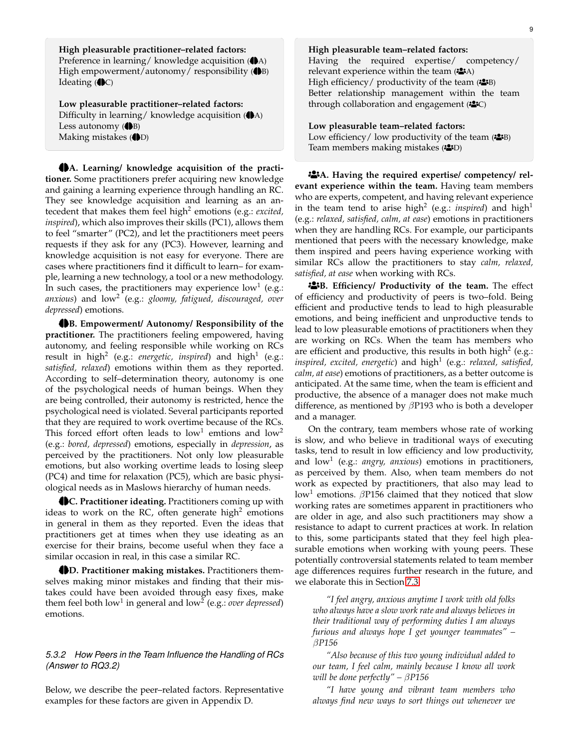**High pleasurable practitioner–related factors:**
Preference in learning/ knowledge acquisition (A)
High empowerment/autonomy/ responsibility (B)
Ideating (C)

**Low pleasurable practitioner–related factors:**
Difficulty in learning/ knowledge acquisition (A)
Less autonomy (B)
Making mistakes (D)

**A. Learning/ knowledge acquisition of the practitioner.** Some practitioners prefer acquiring new knowledge and gaining a learning experience through handling an RC. They see knowledge acquisition and learning as an antecedent that makes them feel high[2] emotions (e.g.: *excited, inspired*), which also improves their skills (PC1), allows them to feel "smarter" (PC2), and let the practitioners meet peers requests if they ask for any (PC3). However, learning and knowledge acquisition is not easy for everyone. There are cases where practitioners find it difficult to learn– for example, learning a new technology, a tool or a new methodology. In such cases, the practitioners may experience low[1] (e.g.: *anxious*) and low[2] (e.g.: *gloomy, fatigued, discouraged, over depressed*) emotions.

**B. Empowerment/ Autonomy/ Responsibility of the practitioner.** The practitioners feeling empowered, having autonomy, and feeling responsible while working on RCs result in high[2] (e.g.: *energetic, inspired*) and high[1] (e.g.: *satisfied, relaxed*) emotions within them as they reported. According to self–determination theory, autonomy is one of the psychological needs of human beings. When they are being controlled, their autonomy is restricted, hence the psychological need is violated. Several participants reported that they are required to work overtime because of the RCs. This forced effort often leads to low[1] emtions and low[2] (e.g.: *bored, depressed*) emotions, especially in *depression*, as perceived by the practitioners. Not only low pleasurable emotions, but also working overtime leads to losing sleep (PC4) and time for relaxation (PC5), which are basic physiological needs as in Maslows hierarchy of human needs.

**C. Practitioner ideating.** Practitioners coming up with ideas to work on the RC, often generate high[2] emotions in general in them as they reported. Even the ideas that practitioners get at times when they use ideating as an exercise for their brains, become useful when they face a similar occasion in real, in this case a similar RC.

**D. Practitioner making mistakes.** Practitioners themselves making minor mistakes and finding that their mistakes could have been avoided through easy fixes, make them feel both low[1] in general and low[2] (e.g.: *over depressed*) emotions.

#### 5.3.2 How Peers in the Team Influence the Handling of RCs (Answer to RQ3.2)

Below, we describe the peer–related factors. Representative examples for these factors are given in Appendix D.

**High pleasurable team–related factors:**
Having the required expertise/ competency/ relevant experience within the team (A)
High efficiency/ productivity of the team (B)
Better relationship management within the team through collaboration and engagement (C)

**Low pleasurable team–related factors:**
Low efficiency/ low productivity of the team (B)
Team members making mistakes (D)

**A. Having the required expertise/ competency/ relevant experience within the team.** Having team members who are experts, competent, and having relevant experience in the team tend to arise high[2] (e.g.: *inspired*) and high[1] (e.g.: *relaxed, satisfied, calm, at ease*) emotions in practitioners when they are handling RCs. For example, our participants mentioned that peers with the necessary knowledge, make them inspired and peers having experience working with similar RCs allow the practitioners to stay *calm, relaxed, satisfied, at ease* when working with RCs.

**B. Efficiency/ Productivity of the team.** The effect of efficiency and productivity of peers is two–fold. Being efficient and productive tends to lead to high pleasurable emotions, and being inefficient and unproductive tends to lead to low pleasurable emotions of practitioners when they are working on RCs. When the team has members who are efficient and productive, this results in both high[2] (e.g.: *inspired, excited, energetic*) and high[1] (e.g.: *relaxed, satisfied, calm, at ease*) emotions of practitioners, as a better outcome is anticipated. At the same time, when the team is efficient and productive, the absence of a manager does not make much difference, as mentioned by $\beta$P193 who is both a developer and a manager.

On the contrary, team members whose rate of working is slow, and who believe in traditional ways of executing tasks, tend to result in low efficiency and low productivity, and low[1] (e.g.: *angry, anxious*) emotions in practitioners, as perceived by them. Also, when team members do not work as expected by practitioners, that also may lead to low[1] emotions. $\beta$P156 claimed that they noticed that slow working rates are sometimes apparent in practitioners who are older in age, and also such practitioners may show a resistance to adapt to current practices at work. In relation to this, some participants stated that they feel high pleasurable emotions when working with young peers. These potentially controversial statements related to team member age differences requires further research in the future, and we elaborate this in Section 7.3.

> *"I feel angry, anxious anytime I work with old folks who always have a slow work rate and always believes in their traditional way of performing duties I am always furious and always hope I get younger teammates" –* $\beta$*P156*

> *"Also because of this two young individual added to our team, I feel calm, mainly because I know all work will be done perfectly" –* $\beta$*P156*

> *"I have young and vibrant team members who always find new ways to sort things out whenever we*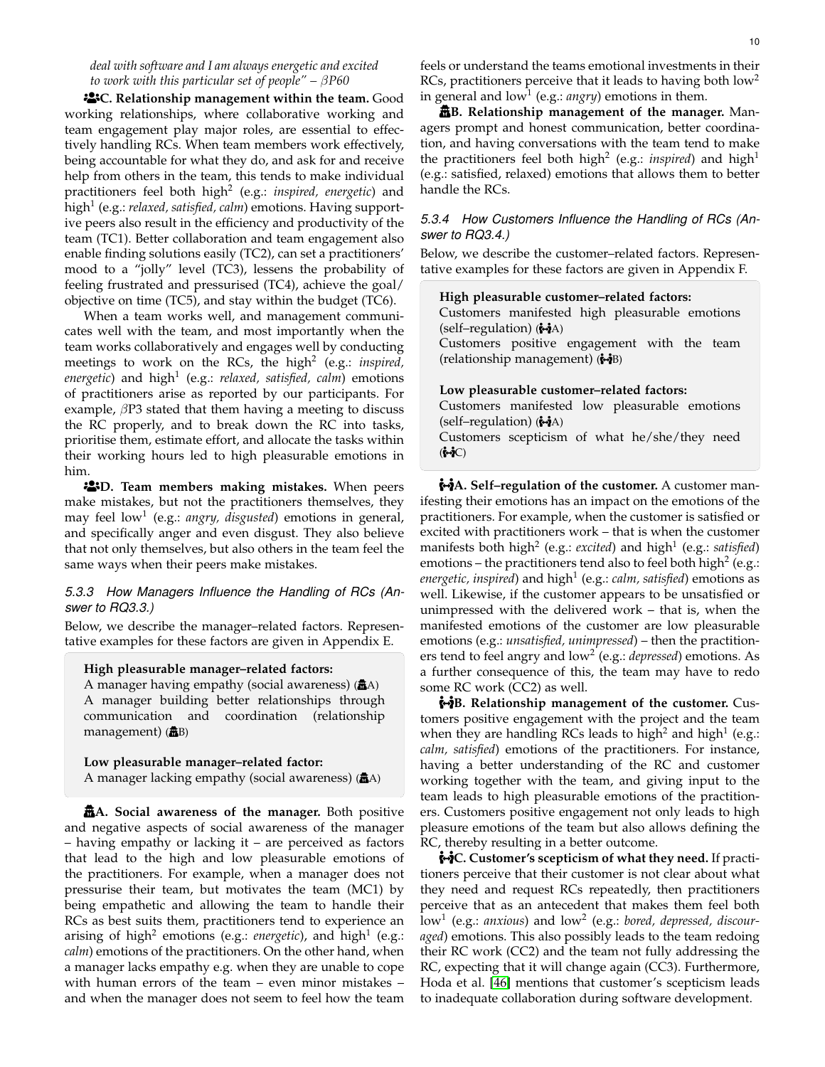*deal with software and I am always energetic and excited to work with this particular set of people" – βP60*

**C. Relationship management within the team.** Good working relationships, where collaborative working and team engagement play major roles, are essential to effectively handling RCs. When team members work effectively, being accountable for what they do, and ask for and receive help from others in the team, this tends to make individual practitioners feel both high$^2$ (e.g.: *inspired, energetic*) and high$^1$ (e.g.: *relaxed, satisfied, calm*) emotions. Having supportive peers also result in the efficiency and productivity of the team (TC1). Better collaboration and team engagement also enable finding solutions easily (TC2), can set a practitioners' mood to a "jolly" level (TC3), lessens the probability of feeling frustrated and pressurised (TC4), achieve the goal/ objective on time (TC5), and stay within the budget (TC6).

When a team works well, and management communicates well with the team, and most importantly when the team works collaboratively and engages well by conducting meetings to work on the RCs, the high$^2$ (e.g.: *inspired, energetic*) and high$^1$ (e.g.: *relaxed, satisfied, calm*) emotions of practitioners arise as reported by our participants. For example, βP3 stated that them having a meeting to discuss the RC properly, and to break down the RC into tasks, prioritise them, estimate effort, and allocate the tasks within their working hours led to high pleasurable emotions in him.

**D. Team members making mistakes.** When peers make mistakes, but not the practitioners themselves, they may feel low$^1$ (e.g.: *angry, disgusted*) emotions in general, and specifically anger and even disgust. They also believe that not only themselves, but also others in the team feel the same ways when their peers make mistakes.

#### 5.3.3 How Managers Influence the Handling of RCs (Answer to RQ3.3.)

Below, we describe the manager–related factors. Representative examples for these factors are given in Appendix E.

> **High pleasurable manager–related factors:**
> A manager having empathy (social awareness) (A)
> A manager building better relationships through communication and coordination (relationship management) (B)
>
> **Low pleasurable manager–related factor:**
> A manager lacking empathy (social awareness) (A)

**A. Social awareness of the manager.** Both positive and negative aspects of social awareness of the manager – having empathy or lacking it – are perceived as factors that lead to the high and low pleasurable emotions of the practitioners. For example, when a manager does not pressurise their team, but motivates the team (MC1) by being empathetic and allowing the team to handle their RCs as best suits them, practitioners tend to experience an arising of high$^2$ emotions (e.g.: *energetic*), and high$^1$ (e.g.: *calm*) emotions of the practitioners. On the other hand, when a manager lacks empathy e.g. when they are unable to cope with human errors of the team – even minor mistakes – and when the manager does not seem to feel how the team feels or understand the teams emotional investments in their RCs, practitioners perceive that it leads to having both low$^2$ in general and low$^1$ (e.g.: *angry*) emotions in them.

**B. Relationship management of the manager.** Managers prompt and honest communication, better coordination, and having conversations with the team tend to make the practitioners feel both high$^2$ (e.g.: *inspired*) and high$^1$ (e.g.: satisfied, relaxed) emotions that allows them to better handle the RCs.

#### 5.3.4 How Customers Influence the Handling of RCs (Answer to RQ3.4.)

Below, we describe the customer–related factors. Representative examples for these factors are given in Appendix F.

> **High pleasurable customer–related factors:**
> Customers manifested high pleasurable emotions (self–regulation) (A)
> Customers positive engagement with the team (relationship management) (B)
>
> **Low pleasurable customer–related factors:**
> Customers manifested low pleasurable emotions (self–regulation) (A)
> Customers scepticism of what he/she/they need (C)

**A. Self–regulation of the customer.** A customer manifesting their emotions has an impact on the emotions of the practitioners. For example, when the customer is satisfied or excited with practitioners work – that is when the customer manifests both high$^2$ (e.g.: *excited*) and high$^1$ (e.g.: *satisfied*) emotions – the practitioners tend also to feel both high$^2$ (e.g.: *energetic, inspired*) and high$^1$ (e.g.: *calm, satisfied*) emotions as well. Likewise, if the customer appears to be unsatisfied or unimpressed with the delivered work – that is, when the manifested emotions of the customer are low pleasurable emotions (e.g.: *unsatisfied, unimpressed*) – then the practitioners tend to feel angry and low$^2$ (e.g.: *depressed*) emotions. As a further consequence of this, the team may have to redo some RC work (CC2) as well.

**B. Relationship management of the customer.** Customers positive engagement with the project and the team when they are handling RCs leads to high$^2$ and high$^1$ (e.g.: *calm, satisfied*) emotions of the practitioners. For instance, having a better understanding of the RC and customer working together with the team, and giving input to the team leads to high pleasurable emotions of the practitioners. Customers positive engagement not only leads to high pleasure emotions of the team but also allows defining the RC, thereby resulting in a better outcome.

**C. Customer's scepticism of what they need.** If practitioners perceive that their customer is not clear about what they need and request RCs repeatedly, then practitioners perceive that as an antecedent that makes them feel both low$^1$ (e.g.: *anxious*) and low$^2$ (e.g.: *bored, depressed, discouraged*) emotions. This also possibly leads to the team redoing their RC work (CC2) and the team not fully addressing the RC, expecting that it will change again (CC3). Furthermore, Hoda et al. [46] mentions that customer's scepticism leads to inadequate collaboration during software development.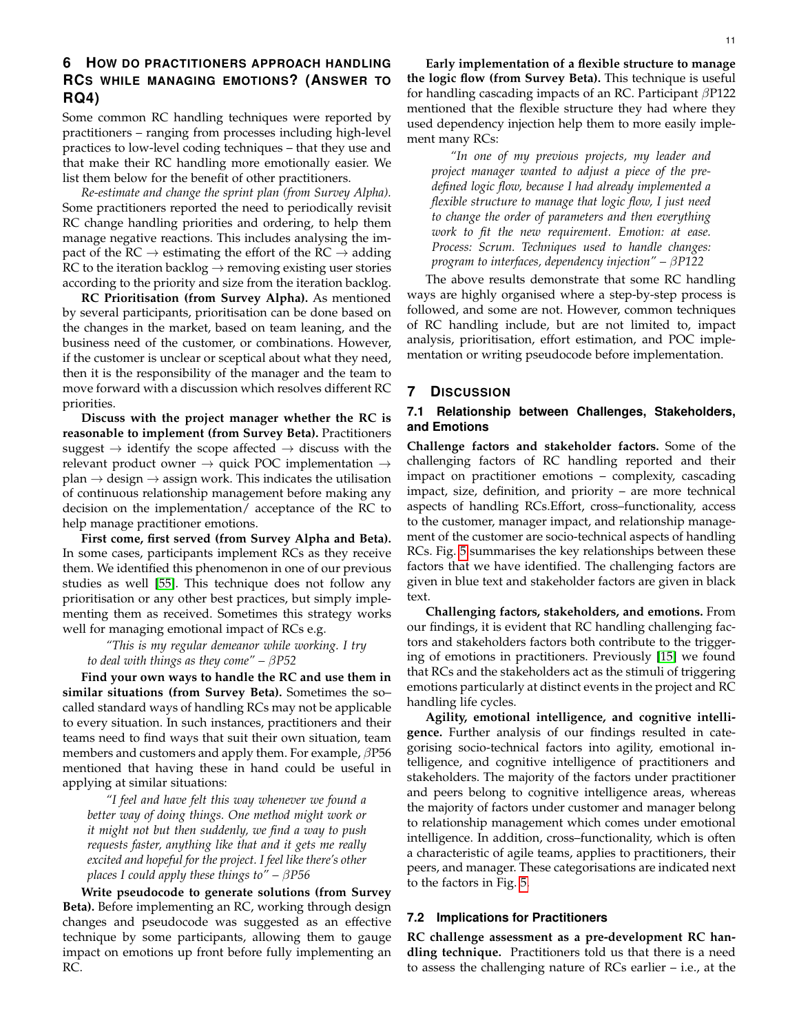## 6 How do practitioners approach handling RCs while managing emotions? (Answer to RQ4)

Some common RC handling techniques were reported by practitioners – ranging from processes including high-level practices to low-level coding techniques – that they use and that make their RC handling more emotionally easier. We list them below for the benefit of other practitioners.

*Re-estimate and change the sprint plan (from Survey Alpha).* Some practitioners reported the need to periodically revisit RC change handling priorities and ordering, to help them manage negative reactions. This includes analysing the impact of the RC → estimating the effort of the RC → adding RC to the iteration backlog → removing existing user stories according to the priority and size from the iteration backlog.

**RC Prioritisation (from Survey Alpha).** As mentioned by several participants, prioritisation can be done based on the changes in the market, based on team leaning, and the business need of the customer, or combinations. However, if the customer is unclear or sceptical about what they need, then it is the responsibility of the manager and the team to move forward with a discussion which resolves different RC priorities.

**Discuss with the project manager whether the RC is reasonable to implement (from Survey Beta).** Practitioners suggest → identify the scope affected → discuss with the relevant product owner → quick POC implementation → plan → design → assign work. This indicates the utilisation of continuous relationship management before making any decision on the implementation/ acceptance of the RC to help manage practitioner emotions.

**First come, first served (from Survey Alpha and Beta).** In some cases, participants implement RCs as they receive them. We identified this phenomenon in one of our previous studies as well [55]. This technique does not follow any prioritisation or any other best practices, but simply implementing them as received. Sometimes this strategy works well for managing emotional impact of RCs e.g.

> *"This is my regular demeanor while working. I try to deal with things as they come" – βP52*

**Find your own ways to handle the RC and use them in similar situations (from Survey Beta).** Sometimes the so–called standard ways of handling RCs may not be applicable to every situation. In such instances, practitioners and their teams need to find ways that suit their own situation, team members and customers and apply them. For example, βP56 mentioned that having these in hand could be useful in applying at similar situations:

> *"I feel and have felt this way whenever we found a better way of doing things. One method might work or it might not but then suddenly, we find a way to push requests faster, anything like that and it gets me really excited and hopeful for the project. I feel like there's other places I could apply these things to" – βP56*

**Write pseudocode to generate solutions (from Survey Beta).** Before implementing an RC, working through design changes and pseudocode was suggested as an effective technique by some participants, allowing them to gauge impact on emotions up front before fully implementing an RC.

**Early implementation of a flexible structure to manage the logic flow (from Survey Beta).** This technique is useful for handling cascading impacts of an RC. Participant βP122 mentioned that the flexible structure they had where they used dependency injection help them to more easily implement many RCs:

> *"In one of my previous projects, my leader and project manager wanted to adjust a piece of the pre-defined logic flow, because I had already implemented a flexible structure to manage that logic flow, I just need to change the order of parameters and then everything work to fit the new requirement. Emotion: at ease. Process: Scrum. Techniques used to handle changes: program to interfaces, dependency injection" – βP122*

The above results demonstrate that some RC handling ways are highly organised where a step-by-step process is followed, and some are not. However, common techniques of RC handling include, but are not limited to, impact analysis, prioritisation, effort estimation, and POC implementation or writing pseudocode before implementation.

## 7 Discussion

### 7.1 Relationship between Challenges, Stakeholders, and Emotions

**Challenge factors and stakeholder factors.** Some of the challenging factors of RC handling reported and their impact on practitioner emotions – complexity, cascading impact, size, definition, and priority – are more technical aspects of handling RCs.Effort, cross–functionality, access to the customer, manager impact, and relationship management of the customer are socio-technical aspects of handling RCs. Fig. 5 summarises the key relationships between these factors that we have identified. The challenging factors are given in blue text and stakeholder factors are given in black text.

**Challenging factors, stakeholders, and emotions.** From our findings, it is evident that RC handling challenging factors and stakeholders factors both contribute to the triggering of emotions in practitioners. Previously [15] we found that RCs and the stakeholders act as the stimuli of triggering emotions particularly at distinct events in the project and RC handling life cycles.

**Agility, emotional intelligence, and cognitive intelligence.** Further analysis of our findings resulted in categorising socio-technical factors into agility, emotional intelligence, and cognitive intelligence of practitioners and stakeholders. The majority of the factors under practitioner and peers belong to cognitive intelligence areas, whereas the majority of factors under customer and manager belong to relationship management which comes under emotional intelligence. In addition, cross–functionality, which is often a characteristic of agile teams, applies to practitioners, their peers, and manager. These categorisations are indicated next to the factors in Fig. 5.

### 7.2 Implications for Practitioners

**RC challenge assessment as a pre-development RC handling technique.** Practitioners told us that there is a need to assess the challenging nature of RCs earlier – i.e., at the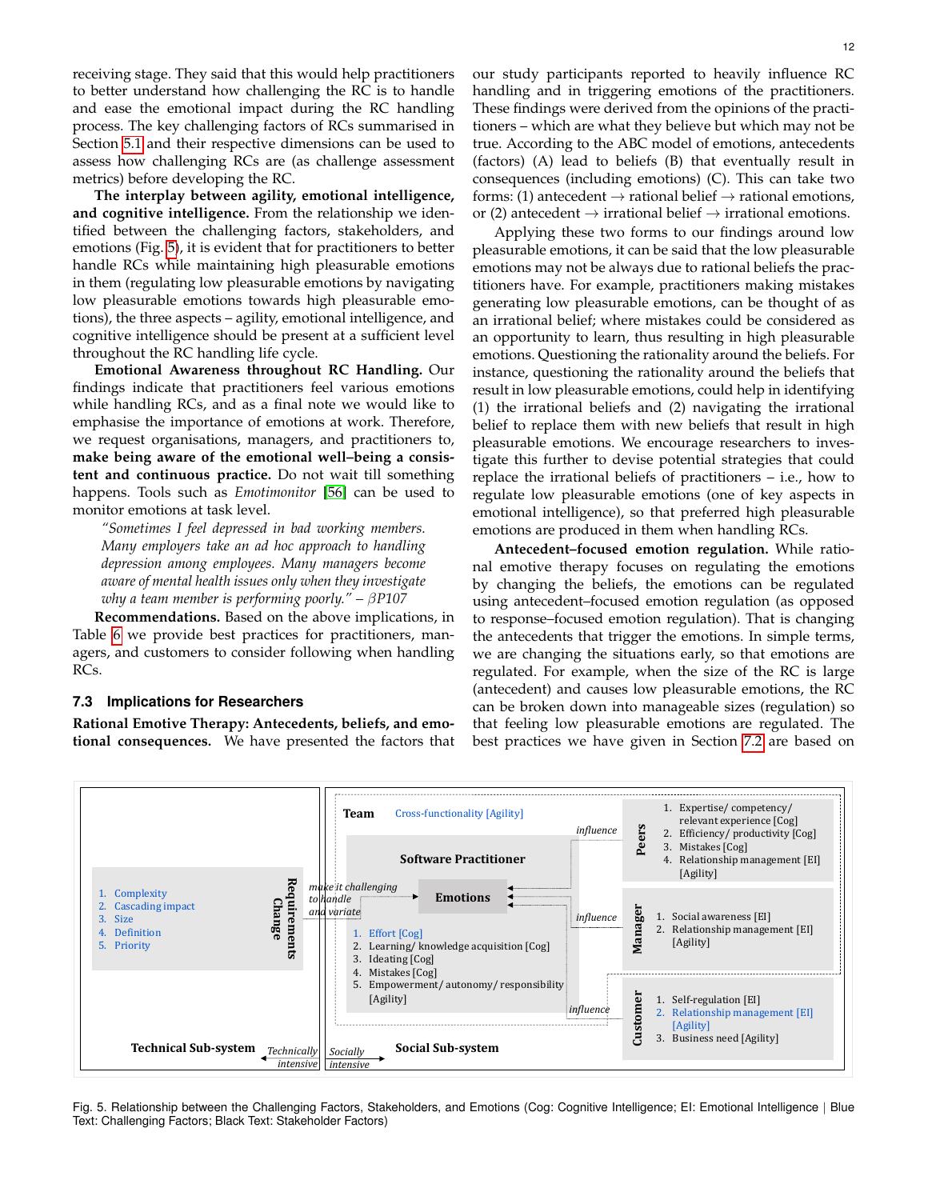receiving stage. They said that this would help practitioners to better understand how challenging the RC is to handle and ease the emotional impact during the RC handling process. The key challenging factors of RCs summarised in Section 5.1 and their respective dimensions can be used to assess how challenging RCs are (as challenge assessment metrics) before developing the RC.

**The interplay between agility, emotional intelligence, and cognitive intelligence.** From the relationship we identified between the challenging factors, stakeholders, and emotions (Fig. 5), it is evident that for practitioners to better handle RCs while maintaining high pleasurable emotions in them (regulating low pleasurable emotions by navigating low pleasurable emotions towards high pleasurable emotions), the three aspects – agility, emotional intelligence, and cognitive intelligence should be present at a sufficient level throughout the RC handling life cycle.

**Emotional Awareness throughout RC Handling.** Our findings indicate that practitioners feel various emotions while handling RCs, and as a final note we would like to emphasise the importance of emotions at work. Therefore, we request organisations, managers, and practitioners to, **make being aware of the emotional well–being a consistent and continuous practice.** Do not wait till something happens. Tools such as *Emotimonitor* [56] can be used to monitor emotions at task level.

> *"Sometimes I feel depressed in bad working members. Many employers take an ad hoc approach to handling depression among employees. Many managers become aware of mental health issues only when they investigate why a team member is performing poorly." – βP107*

**Recommendations.** Based on the above implications, in Table 6 we provide best practices for practitioners, managers, and customers to consider following when handling RCs.

### 7.3 Implications for Researchers

**Rational Emotive Therapy: Antecedents, beliefs, and emotional consequences.** We have presented the factors that our study participants reported to heavily influence RC handling and in triggering emotions of the practitioners. These findings were derived from the opinions of the practitioners – which are what they believe but which may not be true. According to the ABC model of emotions, antecedents (factors) (A) lead to beliefs (B) that eventually result in consequences (including emotions) (C). This can take two forms: (1) antecedent → rational belief → rational emotions, or (2) antecedent → irrational belief → irrational emotions.

Applying these two forms to our findings around low pleasurable emotions, it can be said that the low pleasurable emotions may not be always due to rational beliefs the practitioners have. For example, practitioners making mistakes generating low pleasurable emotions, can be thought of as an irrational belief; where mistakes could be considered as an opportunity to learn, thus resulting in high pleasurable emotions. Questioning the rationality around the beliefs. For instance, questioning the rationality around the beliefs that result in low pleasurable emotions, could help in identifying (1) the irrational beliefs and (2) navigating the irrational belief to replace them with new beliefs that result in high pleasurable emotions. We encourage researchers to investigate this further to devise potential strategies that could replace the irrational beliefs of practitioners – i.e., how to regulate low pleasurable emotions (one of key aspects in emotional intelligence), so that preferred high pleasurable emotions are produced in them when handling RCs.

**Antecedent–focused emotion regulation.** While rational emotive therapy focuses on regulating the emotions by changing the beliefs, the emotions can be regulated using antecedent–focused emotion regulation (as opposed to response–focused emotion regulation). That is changing the antecedents that trigger the emotions. In simple terms, we are changing the situations early, so that emotions are regulated. For example, when the size of the RC is large (antecedent) and causes low pleasurable emotions, the RC can be broken down into manageable sizes (regulation) so that feeling low pleasurable emotions are regulated. The best practices we have given in Section 7.2 are based on

Fig. 5. Relationship between the Challenging Factors, Stakeholders, and Emotions (Cog: Cognitive Intelligence; EI: Emotional Intelligence | Blue Text: Challenging Factors; Black Text: Stakeholder Factors)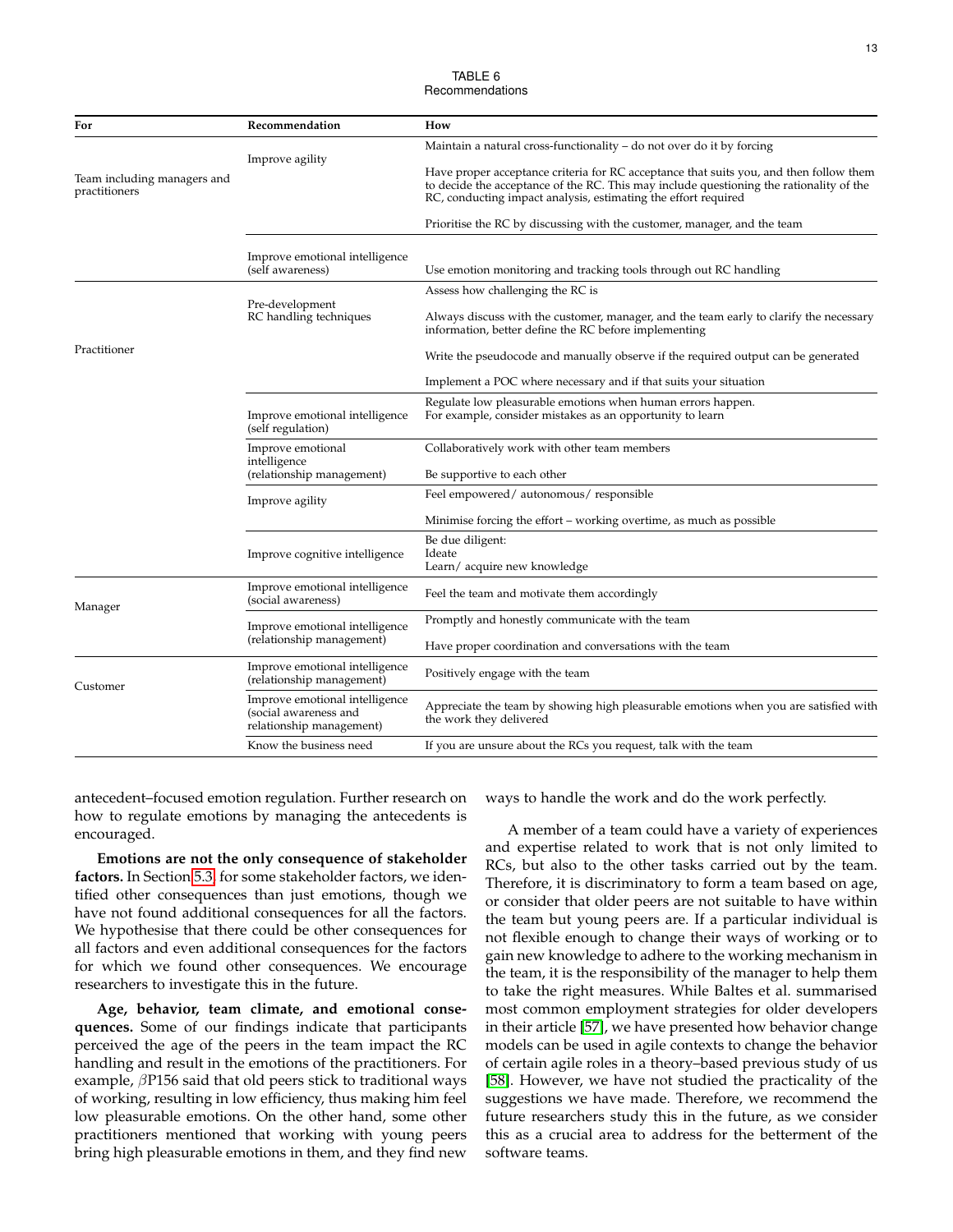TABLE 6
Recommendations

| For | Recommendation | How |
|---|---|---|
| Team including managers and practitioners | Improve agility | Maintain a natural cross-functionality – do not over do it by forcing |
| | | Have proper acceptance criteria for RC acceptance that suits you, and then follow them to decide the acceptance of the RC. This may include questioning the rationality of the RC, conducting impact analysis, estimating the effort required |
| | | Prioritise the RC by discussing with the customer, manager, and the team |
| | Improve emotional intelligence (self awareness) | Use emotion monitoring and tracking tools through out RC handling |
| Practitioner | Pre-development RC handling techniques | Assess how challenging the RC is |
| | | Always discuss with the customer, manager, and the team early to clarify the necessary information, better define the RC before implementing |
| | | Write the pseudocode and manually observe if the required output can be generated |
| | | Implement a POC where necessary and if that suits your situation |
| | Improve emotional intelligence (self regulation) | Regulate low pleasurable emotions when human errors happen. For example, consider mistakes as an opportunity to learn |
| | Improve emotional intelligence (relationship management) | Collaboratively work with other team members |
| | | Be supportive to each other |
| | Improve agility | Feel empowered/ autonomous/ responsible |
| | | Minimise forcing the effort – working overtime, as much as possible |
| | Improve cognitive intelligence | Be due diligent: Ideate Learn/ acquire new knowledge |
| Manager | Improve emotional intelligence (social awareness) | Feel the team and motivate them accordingly |
| | Improve emotional intelligence (relationship management) | Promptly and honestly communicate with the team |
| | | Have proper coordination and conversations with the team |
| Customer | Improve emotional intelligence (relationship management) | Positively engage with the team |
| | Improve emotional intelligence (social awareness and relationship management) | Appreciate the team by showing high pleasurable emotions when you are satisfied with the work they delivered |
| | Know the business need | If you are unsure about the RCs you request, talk with the team |

antecedent–focused emotion regulation. Further research on how to regulate emotions by managing the antecedents is encouraged.

**Emotions are not the only consequence of stakeholder factors.** In Section 5.3, for some stakeholder factors, we identified other consequences than just emotions, though we have not found additional consequences for all the factors. We hypothesise that there could be other consequences for all factors and even additional consequences for the factors for which we found other consequences. We encourage researchers to investigate this in the future.

**Age, behavior, team climate, and emotional consequences.** Some of our findings indicate that participants perceived the age of the peers in the team impact the RC handling and result in the emotions of the practitioners. For example, $\beta$P156 said that old peers stick to traditional ways of working, resulting in low efficiency, thus making him feel low pleasurable emotions. On the other hand, some other practitioners mentioned that working with young peers bring high pleasurable emotions in them, and they find new ways to handle the work and do the work perfectly.

A member of a team could have a variety of experiences and expertise related to work that is not only limited to RCs, but also to the other tasks carried out by the team. Therefore, it is discriminatory to form a team based on age, or consider that older peers are not suitable to have within the team but young peers are. If a particular individual is not flexible enough to change their ways of working or to gain new knowledge to adhere to the working mechanism in the team, it is the responsibility of the manager to help them to take the right measures. While Baltes et al. summarised most common employment strategies for older developers in their article [57], we have presented how behavior change models can be used in agile contexts to change the behavior of certain agile roles in a theory–based previous study of us [58]. However, we have not studied the practicality of the suggestions we have made. Therefore, we recommend the future researchers study this in the future, as we consider this as a crucial area to address for the betterment of the software teams.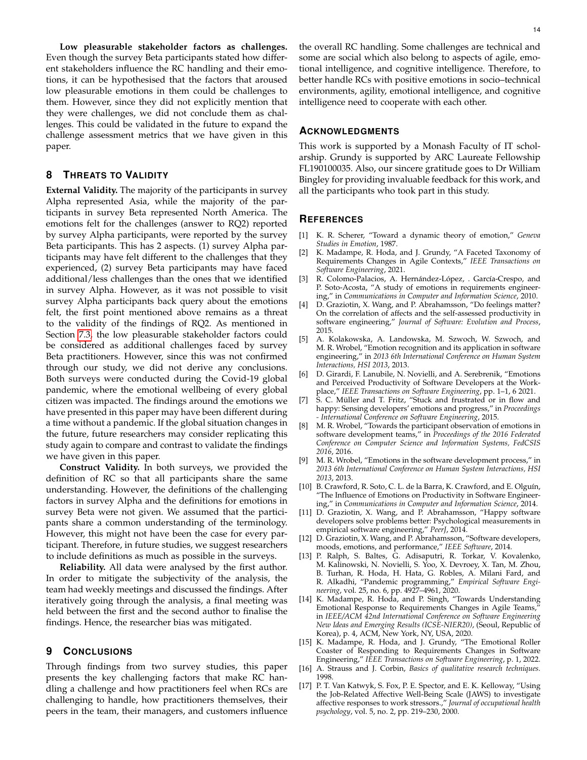**Low pleasurable stakeholder factors as challenges.** Even though the survey Beta participants stated how different stakeholders influence the RC handling and their emotions, it can be hypothesised that the factors that aroused low pleasurable emotions in them could be challenges to them. However, since they did not explicitly mention that they were challenges, we did not conclude them as challenges. This could be validated in the future to expand the challenge assessment metrics that we have given in this paper.

## 8 Threats to Validity

**External Validity.** The majority of the participants in survey Alpha represented Asia, while the majority of the participants in survey Beta represented North America. The emotions felt for the challenges (answer to RQ2) reported by survey Alpha participants, were reported by the survey Beta participants. This has 2 aspects. (1) survey Alpha participants may have felt different to the challenges that they experienced, (2) survey Beta participants may have faced additional/less challenges than the ones that we identified in survey Alpha. However, as it was not possible to visit survey Alpha participants back query about the emotions felt, the first point mentioned above remains as a threat to the validity of the findings of RQ2. As mentioned in Section 7.3, the low pleasurable stakeholder factors could be considered as additional challenges faced by survey Beta practitioners. However, since this was not confirmed through our study, we did not derive any conclusions. Both surveys were conducted during the Covid-19 global pandemic, where the emotional wellbeing of every global citizen was impacted. The findings around the emotions we have presented in this paper may have been different during a time without a pandemic. If the global situation changes in the future, future researchers may consider replicating this study again to compare and contrast to validate the findings we have given in this paper.

**Construct Validity.** In both surveys, we provided the definition of RC so that all participants share the same understanding. However, the definitions of the challenging factors in survey Alpha and the definitions for emotions in survey Beta were not given. We assumed that the participants share a common understanding of the terminology. However, this might not have been the case for every participant. Therefore, in future studies, we suggest researchers to include definitions as much as possible in the surveys.

**Reliability.** All data were analysed by the first author. In order to mitigate the subjectivity of the analysis, the team had weekly meetings and discussed the findings. After iteratively going through the analysis, a final meeting was held between the first and the second author to finalise the findings. Hence, the researcher bias was mitigated.

## 9 Conclusions

Through findings from two survey studies, this paper presents the key challenging factors that make RC handling a challenge and how practitioners feel when RCs are challenging to handle, how practitioners themselves, their peers in the team, their managers, and customers influence the overall RC handling. Some challenges are technical and some are social which also belong to aspects of agile, emotional intelligence, and cognitive intelligence. Therefore, to better handle RCs with positive emotions in socio–technical environments, agility, emotional intelligence, and cognitive intelligence need to cooperate with each other.

## Acknowledgments

This work is supported by a Monash Faculty of IT scholarship. Grundy is supported by ARC Laureate Fellowship FL190100035. Also, our sincere gratitude goes to Dr William Bingley for providing invaluable feedback for this work, and all the participants who took part in this study.

## References

[1] K. R. Scherer, "Toward a dynamic theory of emotion," *Geneva Studies in Emotion*, 1987.

[2] K. Madampe, R. Hoda, and J. Grundy, "A Faceted Taxonomy of Requirements Changes in Agile Contexts," *IEEE Transactions on Software Engineering*, 2021.

[3] R. Colomo-Palacios, A. Hernández-López, . García-Crespo, and P. Soto-Acosta, "A study of emotions in requirements engineering," in *Communications in Computer and Information Science*, 2010.

[4] D. Graziotin, X. Wang, and P. Abrahamsson, "Do feelings matter? On the correlation of affects and the self-assessed productivity in software engineering," *Journal of Software: Evolution and Process*, 2015.

[5] A. Kolakowska, A. Landowska, M. Szwoch, W. Szwoch, and M. R. Wrobel, "Emotion recognition and its application in software engineering," in *2013 6th International Conference on Human System Interactions, HSI 2013*, 2013.

[6] D. Girardi, F. Lanubile, N. Novielli, and A. Serebrenik, "Emotions and Perceived Productivity of Software Developers at the Workplace," *IEEE Transactions on Software Engineering*, pp. 1–1, 6 2021.

[7] S. C. Müller and T. Fritz, "Stuck and frustrated or in flow and happy: Sensing developers' emotions and progress," in *Proceedings - International Conference on Software Engineering*, 2015.

[8] M. R. Wrobel, "Towards the participant observation of emotions in software development teams," in *Proceedings of the 2016 Federated Conference on Computer Science and Information Systems, FedCSIS 2016*, 2016.

[9] M. R. Wrobel, "Emotions in the software development process," in *2013 6th International Conference on Human System Interactions, HSI 2013*, 2013.

[10] B. Crawford, R. Soto, C. L. de la Barra, K. Crawford, and E. Olguín, "The Influence of Emotions on Productivity in Software Engineering," in *Communications in Computer and Information Science*, 2014.

[11] D. Graziotin, X. Wang, and P. Abrahamsson, "Happy software developers solve problems better: Psychological measurements in empirical software engineering," *PeerJ*, 2014.

[12] D. Graziotin, X. Wang, and P. Abrahamsson, "Software developers, moods, emotions, and performance," *IEEE Software*, 2014.

[13] P. Ralph, S. Baltes, G. Adisaputri, R. Torkar, V. Kovalenko, M. Kalinowski, N. Novielli, S. Yoo, X. Devroey, X. Tan, M. Zhou, B. Turhan, R. Hoda, H. Hata, G. Robles, A. Milani Fard, and R. Alkadhi, "Pandemic programming," *Empirical Software Engineering*, vol. 25, no. 6, pp. 4927–4961, 2020.

[14] K. Madampe, R. Hoda, and P. Singh, "Towards Understanding Emotional Response to Requirements Changes in Agile Teams," in *IEEE/ACM 42nd International Conference on Software Engineering New Ideas and Emerging Results (ICSE-NIER20)*, (Seoul, Republic of Korea), p. 4, ACM, New York, NY, USA, 2020.

[15] K. Madampe, R. Hoda, and J. Grundy, "The Emotional Roller Coaster of Responding to Requirements Changes in Software Engineering," *IEEE Transactions on Software Engineering*, p. 1, 2022.

[16] A. Strauss and J. Corbin, *Basics of qualitative research techniques.* 1998.

[17] P. T. Van Katwyk, S. Fox, P. E. Spector, and E. K. Kelloway, "Using the Job-Related Affective Well-Being Scale (JAWS) to investigate affective responses to work stressors.," *Journal of occupational health psychology*, vol. 5, no. 2, pp. 219–230, 2000.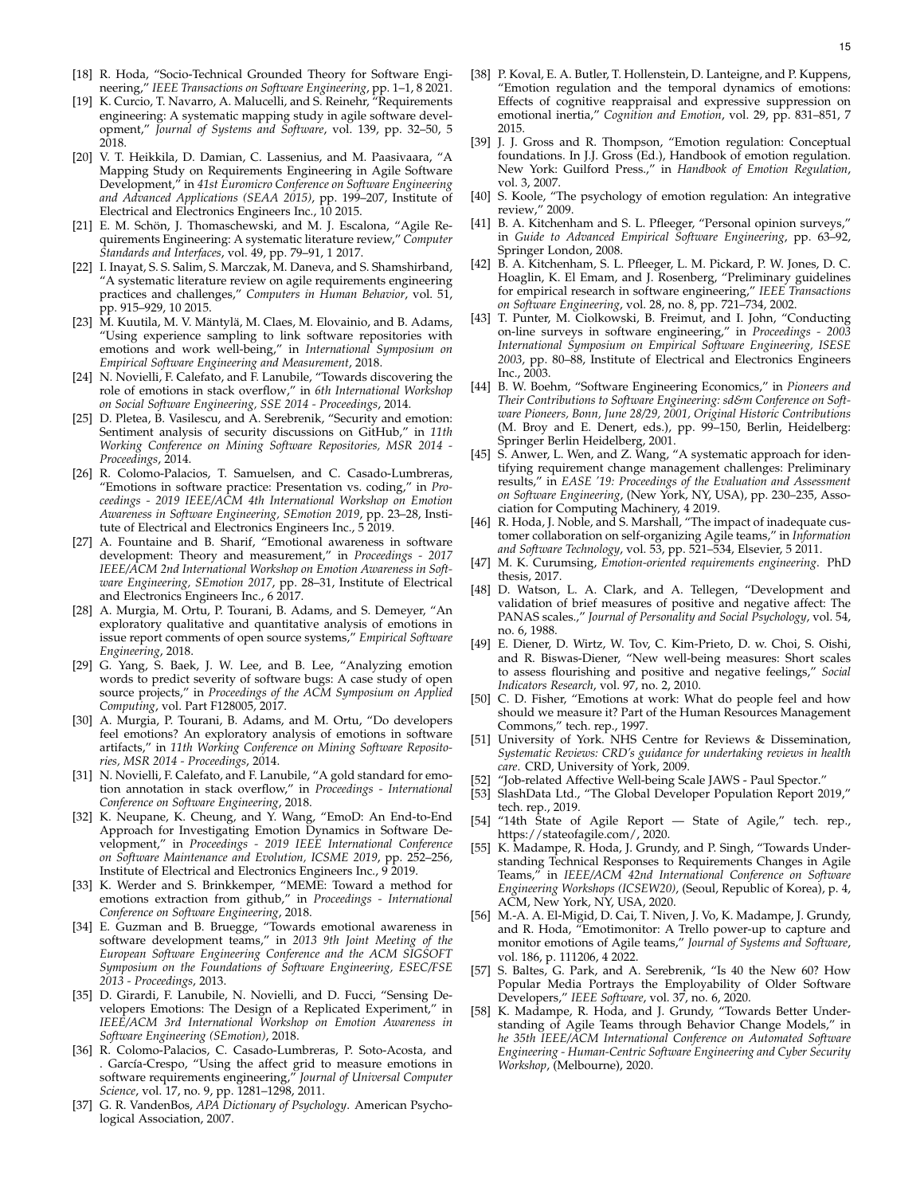[18] R. Hoda, "Socio-Technical Grounded Theory for Software Engineering," *IEEE Transactions on Software Engineering*, pp. 1–1, 8 2021.

[19] K. Curcio, T. Navarro, A. Malucelli, and S. Reinehr, "Requirements engineering: A systematic mapping study in agile software development," *Journal of Systems and Software*, vol. 139, pp. 32–50, 5 2018.

[20] V. T. Heikkila, D. Damian, C. Lassenius, and M. Paasivaara, "A Mapping Study on Requirements Engineering in Agile Software Development," in *41st Euromicro Conference on Software Engineering and Advanced Applications (SEAA 2015)*, pp. 199–207, Institute of Electrical and Electronics Engineers Inc., 10 2015.

[21] E. M. Schön, J. Thomaschewski, and M. J. Escalona, "Agile Requirements Engineering: A systematic literature review," *Computer Standards and Interfaces*, vol. 49, pp. 79–91, 1 2017.

[22] I. Inayat, S. S. Salim, S. Marczak, M. Daneva, and S. Shamshirband, "A systematic literature review on agile requirements engineering practices and challenges," *Computers in Human Behavior*, vol. 51, pp. 915–929, 10 2015.

[23] M. Kuutila, M. V. Mäntylä, M. Claes, M. Elovainio, and B. Adams, "Using experience sampling to link software repositories with emotions and work well-being," in *International Symposium on Empirical Software Engineering and Measurement*, 2018.

[24] N. Novielli, F. Calefato, and F. Lanubile, "Towards discovering the role of emotions in stack overflow," in *6th International Workshop on Social Software Engineering, SSE 2014 - Proceedings*, 2014.

[25] D. Pletea, B. Vasilescu, and A. Serebrenik, "Security and emotion: Sentiment analysis of security discussions on GitHub," in *11th Working Conference on Mining Software Repositories, MSR 2014 - Proceedings*, 2014.

[26] R. Colomo-Palacios, T. Samuelsen, and C. Casado-Lumbreras, "Emotions in software practice: Presentation vs. coding," in *Proceedings - 2019 IEEE/ACM 4th International Workshop on Emotion Awareness in Software Engineering, SEmotion 2019*, pp. 23–28, Institute of Electrical and Electronics Engineers Inc., 5 2019.

[27] A. Fountaine and B. Sharif, "Emotional awareness in software development: Theory and measurement," in *Proceedings - 2017 IEEE/ACM 2nd International Workshop on Emotion Awareness in Software Engineering, SEmotion 2017*, pp. 28–31, Institute of Electrical and Electronics Engineers Inc., 6 2017.

[28] A. Murgia, M. Ortu, P. Tourani, B. Adams, and S. Demeyer, "An exploratory qualitative and quantitative analysis of emotions in issue report comments of open source systems," *Empirical Software Engineering*, 2018.

[29] G. Yang, S. Baek, J. W. Lee, and B. Lee, "Analyzing emotion words to predict severity of software bugs: A case study of open source projects," in *Proceedings of the ACM Symposium on Applied Computing*, vol. Part F128005, 2017.

[30] A. Murgia, P. Tourani, B. Adams, and M. Ortu, "Do developers feel emotions? An exploratory analysis of emotions in software artifacts," in *11th Working Conference on Mining Software Repositories, MSR 2014 - Proceedings*, 2014.

[31] N. Novielli, F. Calefato, and F. Lanubile, "A gold standard for emotion annotation in stack overflow," in *Proceedings - International Conference on Software Engineering*, 2018.

[32] K. Neupane, K. Cheung, and Y. Wang, "EmoD: An End-to-End Approach for Investigating Emotion Dynamics in Software Development," in *Proceedings - 2019 IEEE International Conference on Software Maintenance and Evolution, ICSME 2019*, pp. 252–256, Institute of Electrical and Electronics Engineers Inc., 9 2019.

[33] K. Werder and S. Brinkkemper, "MEME: Toward a method for emotions extraction from github," in *Proceedings - International Conference on Software Engineering*, 2018.

[34] E. Guzman and B. Bruegge, "Towards emotional awareness in software development teams," in *2013 9th Joint Meeting of the European Software Engineering Conference and the ACM SIGSOFT Symposium on the Foundations of Software Engineering, ESEC/FSE 2013 - Proceedings*, 2013.

[35] D. Girardi, F. Lanubile, N. Novielli, and D. Fucci, "Sensing Developers Emotions: The Design of a Replicated Experiment," in *IEEE/ACM 3rd International Workshop on Emotion Awareness in Software Engineering (SEmotion)*, 2018.

[36] R. Colomo-Palacios, C. Casado-Lumbreras, P. Soto-Acosta, and . García-Crespo, "Using the affect grid to measure emotions in software requirements engineering," *Journal of Universal Computer Science*, vol. 17, no. 9, pp. 1281–1298, 2011.

[37] G. R. VandenBos, *APA Dictionary of Psychology*. American Psychological Association, 2007.

[38] P. Koval, E. A. Butler, T. Hollenstein, D. Lanteigne, and P. Kuppens, "Emotion regulation and the temporal dynamics of emotions: Effects of cognitive reappraisal and expressive suppression on emotional inertia," *Cognition and Emotion*, vol. 29, pp. 831–851, 7 2015.

[39] J. J. Gross and R. Thompson, "Emotion regulation: Conceptual foundations. In J.J. Gross (Ed.), Handbook of emotion regulation. New York: Guilford Press.," in *Handbook of Emotion Regulation*, vol. 3, 2007.

[40] S. Koole, "The psychology of emotion regulation: An integrative review," 2009.

[41] B. A. Kitchenham and S. L. Pfleeger, "Personal opinion surveys," in *Guide to Advanced Empirical Software Engineering*, pp. 63–92, Springer London, 2008.

[42] B. A. Kitchenham, S. L. Pfleeger, L. M. Pickard, P. W. Jones, D. C. Hoaglin, K. El Emam, and J. Rosenberg, "Preliminary guidelines for empirical research in software engineering," *IEEE Transactions on Software Engineering*, vol. 28, no. 8, pp. 721–734, 2002.

[43] T. Punter, M. Ciolkowski, B. Freimut, and I. John, "Conducting on-line surveys in software engineering," in *Proceedings - 2003 International Symposium on Empirical Software Engineering, ISESE 2003*, pp. 80–88, Institute of Electrical and Electronics Engineers Inc., 2003.

[44] B. W. Boehm, "Software Engineering Economics," in *Pioneers and Their Contributions to Software Engineering: sd&m Conference on Software Pioneers, Bonn, June 28/29, 2001, Original Historic Contributions* (M. Broy and E. Denert, eds.), pp. 99–150, Berlin, Heidelberg: Springer Berlin Heidelberg, 2001.

[45] S. Anwer, L. Wen, and Z. Wang, "A systematic approach for identifying requirement change management challenges: Preliminary results," in *EASE '19: Proceedings of the Evaluation and Assessment on Software Engineering*, (New York, NY, USA), pp. 230–235, Association for Computing Machinery, 4 2019.

[46] R. Hoda, J. Noble, and S. Marshall, "The impact of inadequate customer collaboration on self-organizing Agile teams," in *Information and Software Technology*, vol. 53, pp. 521–534, Elsevier, 5 2011.

[47] M. K. Curumsing, *Emotion-oriented requirements engineering*. PhD thesis, 2017.

[48] D. Watson, L. A. Clark, and A. Tellegen, "Development and validation of brief measures of positive and negative affect: The PANAS scales.," *Journal of Personality and Social Psychology*, vol. 54, no. 6, 1988.

[49] E. Diener, D. Wirtz, W. Tov, C. Kim-Prieto, D. w. Choi, S. Oishi, and R. Biswas-Diener, "New well-being measures: Short scales to assess flourishing and positive and negative feelings," *Social Indicators Research*, vol. 97, no. 2, 2010.

[50] C. D. Fisher, "Emotions at work: What do people feel and how should we measure it? Part of the Human Resources Management Commons," tech. rep., 1997.

[51] University of York. NHS Centre for Reviews & Dissemination, *Systematic Reviews: CRD's guidance for undertaking reviews in health care*. CRD, University of York, 2009.

[52] "Job-related Affective Well-being Scale JAWS - Paul Spector."

[53] SlashData Ltd., "The Global Developer Population Report 2019," tech. rep., 2019.

[54] "14th State of Agile Report — State of Agile," tech. rep., https://stateofagile.com/, 2020.

[55] K. Madampe, R. Hoda, J. Grundy, and P. Singh, "Towards Understanding Technical Responses to Requirements Changes in Agile Teams," in *IEEE/ACM 42nd International Conference on Software Engineering Workshops (ICSEW20)*, (Seoul, Republic of Korea), p. 4, ACM, New York, NY, USA, 2020.

[56] M.-A. A. El-Migid, D. Cai, T. Niven, J. Vo, K. Madampe, J. Grundy, and R. Hoda, "Emotimonitor: A Trello power-up to capture and monitor emotions of Agile teams," *Journal of Systems and Software*, vol. 186, p. 111206, 4 2022.

[57] S. Baltes, G. Park, and A. Serebrenik, "Is 40 the New 60? How Popular Media Portrays the Employability of Older Software Developers," *IEEE Software*, vol. 37, no. 6, 2020.

[58] K. Madampe, R. Hoda, and J. Grundy, "Towards Better Understanding of Agile Teams through Behavior Change Models," in *he 35th IEEE/ACM International Conference on Automated Software Engineering - Human-Centric Software Engineering and Cyber Security Workshop*, (Melbourne), 2020.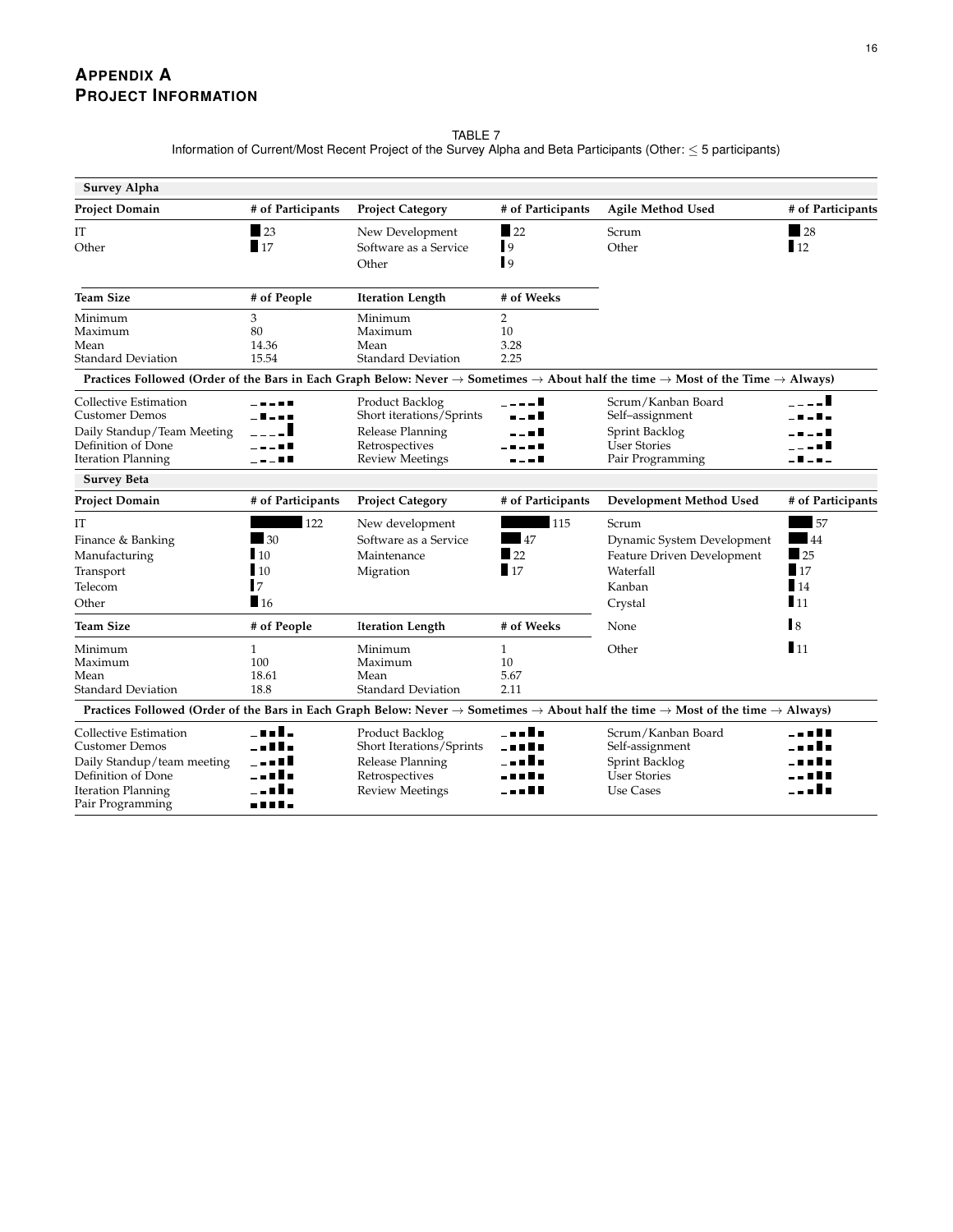# Appendix A
# Project Information

TABLE 7
Information of Current/Most Recent Project of the Survey Alpha and Beta Participants (Other: $\leq$ 5 participants)

**Survey Alpha**

| Project Domain | # of Participants | Project Category | # of Participants | Agile Method Used | # of Participants |
|---|---|---|---|---|---|
| IT | 23 | New Development | 22 | Scrum | 28 |
| Other | 17 | Software as a Service | 9 | Other | 12 |
| | | Other | 9 | | |

| Team Size | # of People | Iteration Length | # of Weeks |
|---|---|---|---|
| Minimum | 3 | Minimum | 2 |
| Maximum | 80 | Maximum | 10 |
| Mean | 14.36 | Mean | 3.28 |
| Standard Deviation | 15.54 | Standard Deviation | 2.25 |

**Practices Followed (Order of the Bars in Each Graph Below: Never → Sometimes → About half the time → Most of the Time → Always)**

| Practice | Practice | Practice |
|---|---|---|
| Collective Estimation | Product Backlog | Scrum/Kanban Board |
| Customer Demos | Short iterations/Sprints | Self–assignment |
| Daily Standup/Team Meeting | Release Planning | Sprint Backlog |
| Definition of Done | Retrospectives | User Stories |
| Iteration Planning | Review Meetings | Pair Programming |

**Survey Beta**

| Project Domain | # of Participants | Project Category | # of Participants | Development Method Used | # of Participants |
|---|---|---|---|---|---|
| IT | 122 | New development | 115 | Scrum | 57 |
| Finance & Banking | 30 | Software as a Service | 47 | Dynamic System Development | 44 |
| Manufacturing | 10 | Maintenance | 22 | Feature Driven Development | 25 |
| Transport | 10 | Migration | 17 | Waterfall | 17 |
| Telecom | 7 | | | Kanban | 14 |
| Other | 16 | | | Crystal | 11 |
| | | | | None | 8 |
| | | | | Other | 11 |

| Team Size | # of People | Iteration Length | # of Weeks |
|---|---|---|---|
| Minimum | 1 | Minimum | 1 |
| Maximum | 100 | Maximum | 10 |
| Mean | 18.61 | Mean | 5.67 |
| Standard Deviation | 18.8 | Standard Deviation | 2.11 |

**Practices Followed (Order of the Bars in Each Graph Below: Never → Sometimes → About half the time → Most of the time → Always)**

| Practice | Practice | Practice |
|---|---|---|
| Collective Estimation | Product Backlog | Scrum/Kanban Board |
| Customer Demos | Short Iterations/Sprints | Self-assignment |
| Daily Standup/team meeting | Release Planning | Sprint Backlog |
| Definition of Done | Retrospectives | User Stories |
| Iteration Planning | Review Meetings | Use Cases |
| Pair Programming | | |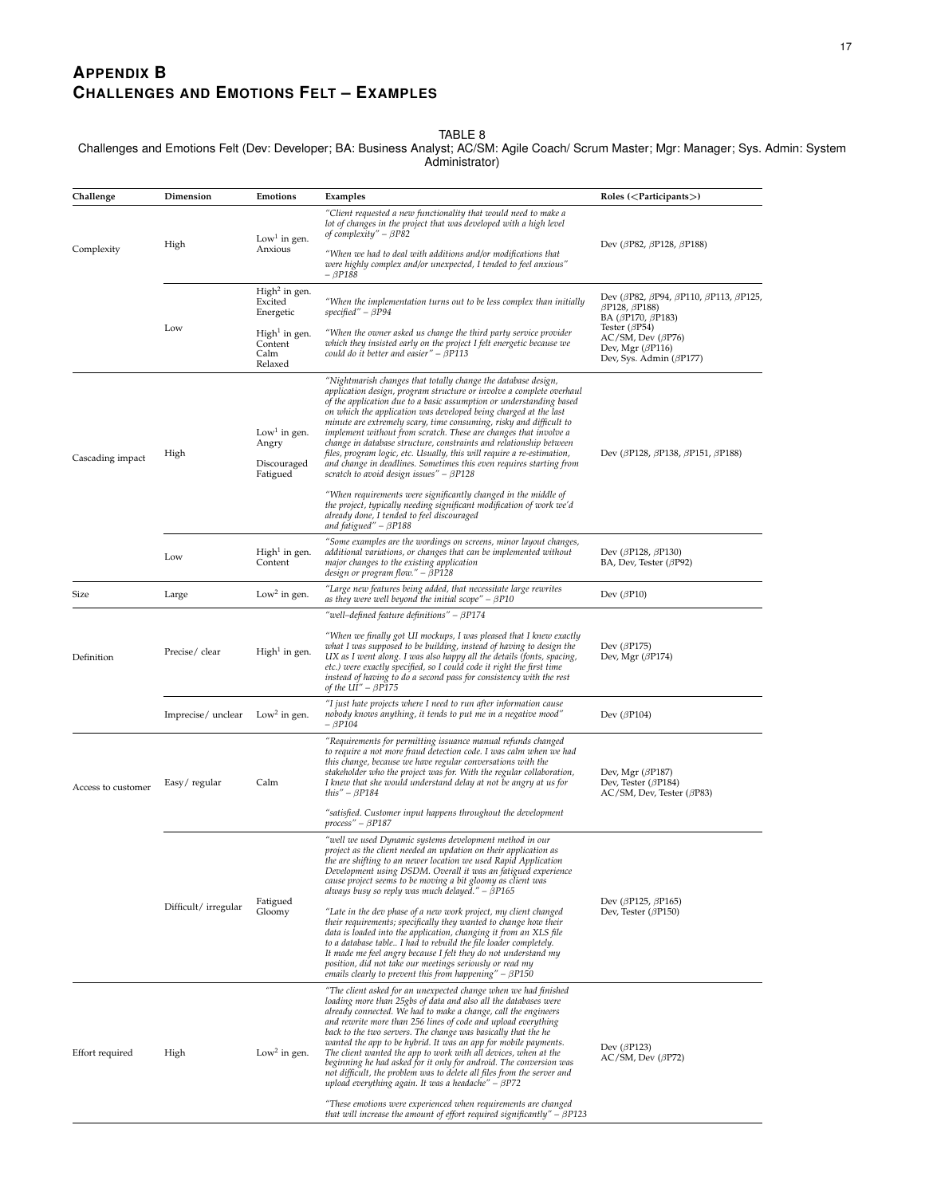## APPENDIX B
## CHALLENGES AND EMOTIONS FELT – EXAMPLES

TABLE 8
Challenges and Emotions Felt (Dev: Developer; BA: Business Analyst; AC/SM: Agile Coach/ Scrum Master; Mgr: Manager; Sys. Admin: System Administrator)

| Challenge | Dimension | Emotions | Examples | Roles (<Participants>) |
|---|---|---|---|---|
| Complexity | High | Low[1] in gen. Anxious | *"Client requested a new functionality that would need to make a lot of changes in the project that was developed with a high level of complexity" – βP82*<br><br>*"When we had to deal with additions and/or modifications that were highly complex and/or unexpected, I tended to feel anxious" – βP188* | Dev (βP82, βP128, βP188) |
| | Low | High[2] in gen. Excited Energetic<br><br>High[1] in gen. Content Calm Relaxed | *"When the implementation turns out to be less complex than initially specified" – βP94*<br><br>*"When the owner asked us change the third party service provider which they insisted early on the project I felt energetic because we could do it better and easier" – βP113* | Dev (βP82, βP94, βP110, βP113, βP125, βP128, βP188)<br>BA (βP170, βP183)<br>Tester (βP54)<br>AC/SM, Dev (βP76)<br>Dev, Mgr (βP116)<br>Dev, Sys. Admin (βP177) |
| Cascading impact | High | Low[1] in gen. Angry<br><br>Discouraged Fatigued | *"Nightmarish changes that totally change the database design, application design, program structure or involve a complete overhaul of the application due to a basic assumption or understanding based on which the application was developed being charged at the last minute are extremely scary, time consuming, risky and difficult to implement without from scratch. These are changes that involve a change in database structure, constraints and relationship between files, program logic, etc. Usually, this will require a re-estimation, and change in deadlines. Sometimes this even requires starting from scratch to avoid design issues" – βP128*<br><br>*"When requirements were significantly changed in the middle of the project, typically needing significant modification of work we'd already done, I tended to feel discouraged and fatigued" – βP188* | Dev (βP128, βP138, βP151, βP188) |
| | Low | High[1] in gen. Content | *"Some examples are the wordings on screens, minor layout changes, additional variations, or changes that can be implemented without major changes to the existing application design or program flow." – βP128* | Dev (βP128, βP130)<br>BA, Dev, Tester (βP92) |
| Size | Large | Low[2] in gen. | *"Large new features being added, that necessitate large rewrites as they were well beyond the initial scope" – βP10* | Dev (βP10) |
| Definition | Precise/ clear | High[1] in gen. | *"well–defined feature definitions" – βP174*<br><br>*"When we finally got UI mockups, I was pleased that I knew exactly what I was supposed to be building, instead of having to design the UX as I went along. I was also happy all the details (fonts, spacing, etc.) were exactly specified, so I could code it right the first time instead of having to do a second pass for consistency with the rest of the UI" – βP175* | Dev (βP175)<br>Dev, Mgr (βP174) |
| | Imprecise/ unclear | Low[2] in gen. | *"I just hate projects where I need to run after information cause nobody knows anything, it tends to put me in a negative mood" – βP104* | Dev (βP104) |
| Access to customer | Easy/ regular | Calm | *"Requirements for permitting issuance manual refunds changed to require a not more fraud detection code. I was calm when we had this change, because we have regular conversations with the stakeholder who the project was for. With the regular collaboration, I knew that she would understand delay at not be angry at us for this" – βP184*<br><br>*"satisfied. Customer input happens throughout the development process" – βP187* | Dev, Mgr (βP187)<br>Dev, Tester (βP184)<br>AC/SM, Dev, Tester (βP83) |
| | Difficult/ irregular | Fatigued Gloomy | *"well we used Dynamic systems development method in our project as the client needed an updation on their application as the are shifting to an newer location we used Rapid Application Development using DSDM. Overall it was an fatigued experience cause project seems to be moving a bit gloomy as client was always busy so reply was much delayed." – βP165*<br><br>*"Late in the dev phase of a new work project, my client changed their requirements; specifically they wanted to change how their data is loaded into the application, changing it from an XLS file to a database table.. I had to rebuild the file loader completely. It made me feel angry because I felt they do not understand my position, did not take our meetings seriously or read my emails clearly to prevent this from happening" – βP150* | Dev (βP125, βP165)<br>Dev, Tester (βP150) |
| Effort required | High | Low[2] in gen. | *"The client asked for an unexpected change when we had finished loading more than 25gbs of data and also all the databases were already connected. We had to make a change, call the engineers and rewrite more than 256 lines of code and upload everything back to the two servers. The change was basically that the he wanted the app to be hybrid. It was an app for mobile payments. The client wanted the app to work with all devices, when at the beginning he had asked for it only for android. The conversion was not difficult, the problem was to delete all files from the server and upload everything again. It was a headache" – βP72*<br><br>*"These emotions were experienced when requirements are changed that will increase the amount of effort required significantly" – βP123* | Dev (βP123)<br>AC/SM, Dev (βP72) |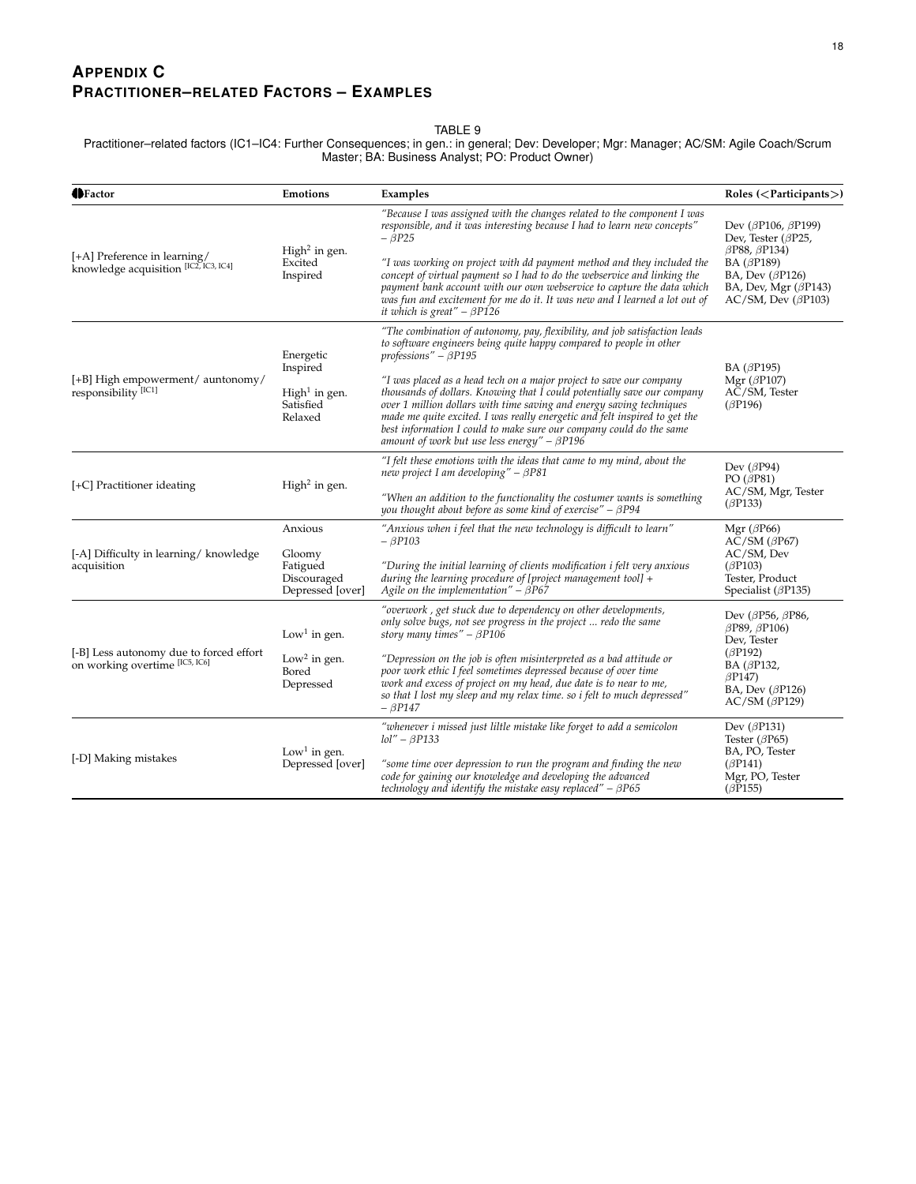## APPENDIX C
## PRACTITIONER–RELATED FACTORS – EXAMPLES

TABLE 9
Practitioner–related factors (IC1–IC4: Further Consequences; in gen.: in general; Dev: Developer; Mgr: Manager; AC/SM: Agile Coach/Scrum Master; BA: Business Analyst; PO: Product Owner)

| Factor | Emotions | Examples | Roles (<Participants>) |
|---|---|---|---|
| [+A] Preference in learning/ knowledge acquisition [IC2, IC3, IC4] | High[2] in gen.<br>Excited<br>Inspired | *"Because I was assigned with the changes related to the component I was responsible, and it was interesting because I had to learn new concepts" – βP25*<br><br>*"I was working on project with dd payment method and they included the concept of virtual payment so I had to do the webservice and linking the payment bank account with our own webservice to capture the data which was fun and excitement for me do it. It was new and I learned a lot out of it which is great" – βP126* | Dev (βP106, βP199)<br>Dev, Tester (βP25, βP88, βP134)<br>BA (βP189)<br>BA, Dev (βP126)<br>BA, Dev, Mgr (βP143)<br>AC/SM, Dev (βP103) |
| [+B] High empowerment/ auntonomy/ responsibility [IC1] | Energetic<br>Inspired<br><br>High[1] in gen.<br>Satisfied<br>Relaxed | *"The combination of autonomy, pay, flexibility, and job satisfaction leads to software engineers being quite happy compared to people in other professions" – βP195*<br><br>*"I was placed as a head tech on a major project to save our company thousands of dollars. Knowing that I could potentially save our company over 1 million dollars with time saving and energy saving techniques made me quite excited. I was really energetic and felt inspired to get the best information I could to make sure our company could do the same amount of work but use less energy" – βP196* | BA (βP195)<br>Mgr (βP107)<br>AC/SM, Tester (βP196) |
| [+C] Practitioner ideating | High[2] in gen. | *"I felt these emotions with the ideas that came to my mind, about the new project I am developing" – βP81*<br><br>*"When an addition to the functionality the costumer wants is something you thought about before as some kind of exercise" – βP94* | Dev (βP94)<br>PO (βP81)<br>AC/SM, Mgr, Tester (βP133) |
| [-A] Difficulty in learning/ knowledge acquisition | Anxious<br><br>Gloomy<br>Fatigued<br>Discouraged<br>Depressed [over] | *"Anxious when i feel that the new technology is difficult to learn" – βP103*<br><br>*"During the initial learning of clients modification i felt very anxious during the learning procedure of [project management tool] + Agile on the implementation" – βP67* | Mgr (βP66)<br>AC/SM (βP67)<br>AC/SM, Dev (βP103)<br>Tester, Product Specialist (βP135) |
| [-B] Less autonomy due to forced effort on working overtime [IC5, IC6] | Low[1] in gen.<br><br>Low[2] in gen.<br>Bored<br>Depressed | *"overwork , get stuck due to dependency on other developments, only solve bugs, not see progress in the project ... redo the same story many times" – βP106*<br><br>*"Depression on the job is often misinterpreted as a bad attitude or poor work ethic I feel sometimes depressed because of over time work and excess of project on my head, due date is to near to me, so that I lost my sleep and my relax time. so i felt to much depressed" – βP147* | Dev (βP56, βP86, βP89, βP106)<br>Dev, Tester (βP192)<br>BA (βP132, βP147)<br>BA, Dev (βP126)<br>AC/SM (βP129) |
| [-D] Making mistakes | Low[1] in gen.<br>Depressed [over] | *"whenever i missed just liltle mistake like forget to add a semicolon lol" – βP133*<br><br>*"some time over depression to run the program and finding the new code for gaining our knowledge and developing the advanced technology and identify the mistake easy replaced" – βP65* | Dev (βP131)<br>Tester (βP65)<br>BA, PO, Tester (βP141)<br>Mgr, PO, Tester (βP155) |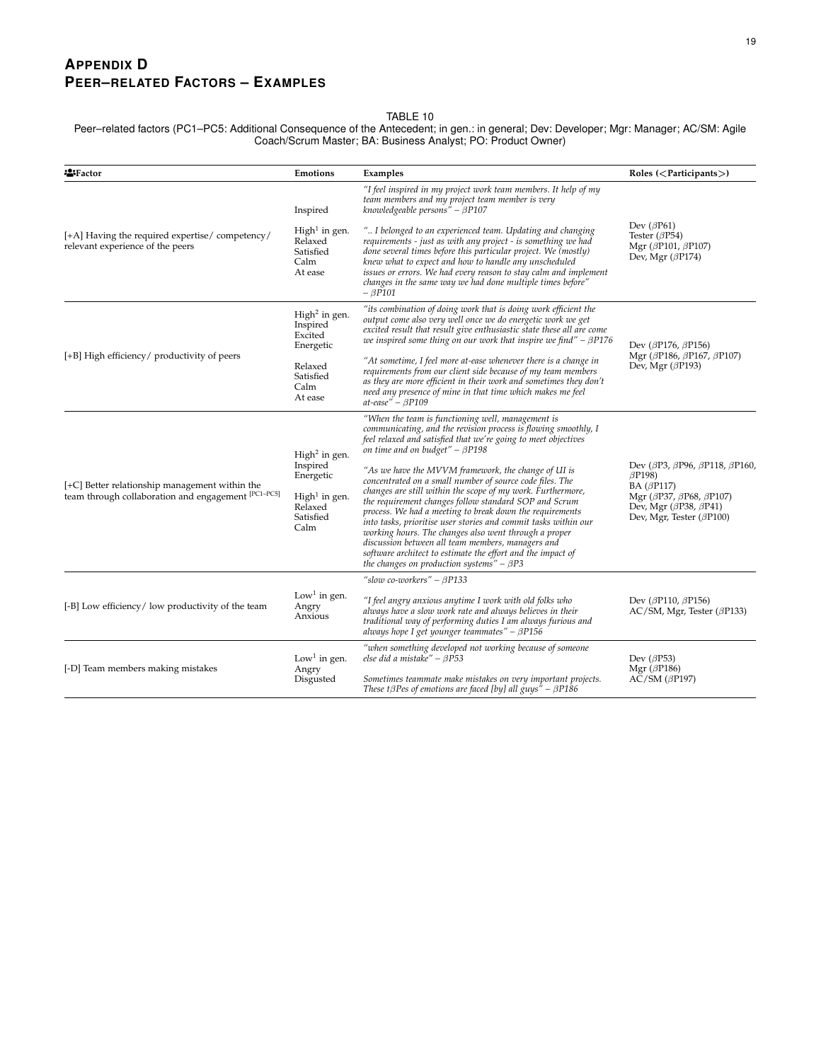# APPENDIX D
# PEER–RELATED FACTORS – EXAMPLES

TABLE 10
Peer–related factors (PC1–PC5: Additional Consequence of the Antecedent; in gen.: in general; Dev: Developer; Mgr: Manager; AC/SM: Agile Coach/Scrum Master; BA: Business Analyst; PO: Product Owner)

| Factor | Emotions | Examples | Roles (<Participants>) |
|---|---|---|---|
| [+A] Having the required expertise/ competency/ relevant experience of the peers | Inspired<br><br>High[1] in gen.<br>Relaxed<br>Satisfied<br>Calm<br>At ease | *"I feel inspired in my project work team members. It help of my team members and my project team member is very knowledgeable persons" – βP107*<br><br>*".. I belonged to an experienced team. Updating and changing requirements - just as with any project - is something we had done several times before this particular project. We (mostly) knew what to expect and how to handle any unscheduled issues or errors. We had every reason to stay calm and implement changes in the same way we had done multiple times before" – βP101* | Dev (βP61)<br>Tester (βP54)<br>Mgr (βP101, βP107)<br>Dev, Mgr (βP174) |
| [+B] High efficiency/ productivity of peers | High[2] in gen.<br>Inspired<br>Excited<br>Energetic<br><br>Relaxed<br>Satisfied<br>Calm<br>At ease | *"its combination of doing work that is doing work efficient the output come also very well once we do energetic work we get excited result that result give enthusiastic state these all are come we inspired some thing on our work that inspire we find" – βP176*<br><br>*"At sometime, I feel more at-ease whenever there is a change in requirements from our client side because of my team members as they are more efficient in their work and sometimes they don't need any presence of mine in that time which makes me feel at-ease" – βP109* | Dev (βP176, βP156)<br>Mgr (βP186, βP167, βP107)<br>Dev, Mgr (βP193) |
| [+C] Better relationship management within the team through collaboration and engagement [PC1–PC5] | High[2] in gen.<br>Inspired<br>Energetic<br><br>High[1] in gen.<br>Relaxed<br>Satisfied<br>Calm | *"When the team is functioning well, management is communicating, and the revision process is flowing smoothly, I feel relaxed and satisfied that we're going to meet objectives on time and on budget" – βP198*<br><br>*"As we have the MVVM framework, the change of UI is concentrated on a small number of source code files. The changes are still within the scope of my work. Furthermore, the requirement changes follow standard SOP and Scrum process. We had a meeting to break down the requirements into tasks, prioritise user stories and commit tasks within our working hours. The changes also went through a proper discussion between all team members, managers and software architect to estimate the effort and the impact of the changes on production systems" – βP3* | Dev (βP3, βP96, βP118, βP160, βP198)<br>BA (βP117)<br>Mgr (βP37, βP68, βP107)<br>Dev, Mgr (βP38, βP41)<br>Dev, Mgr, Tester (βP100) |
| [-B] Low efficiency/ low productivity of the team | Low[1] in gen.<br>Angry<br>Anxious | *"slow co-workers" – βP133*<br><br>*"I feel angry anxious anytime I work with old folks who always have a slow work rate and always believes in their traditional way of performing duties I am always furious and always hope I get younger teammates" – βP156* | Dev (βP110, βP156)<br>AC/SM, Mgr, Tester (βP133) |
| [-D] Team members making mistakes | Low[1] in gen.<br>Angry<br>Disgusted | *"when something developed not working because of someone else did a mistake" – βP53*<br><br>*Sometimes teammate make mistakes on very important projects. These tβPes of emotions are faced [by] all guys" – βP186* | Dev (βP53)<br>Mgr (βP186)<br>AC/SM (βP197) |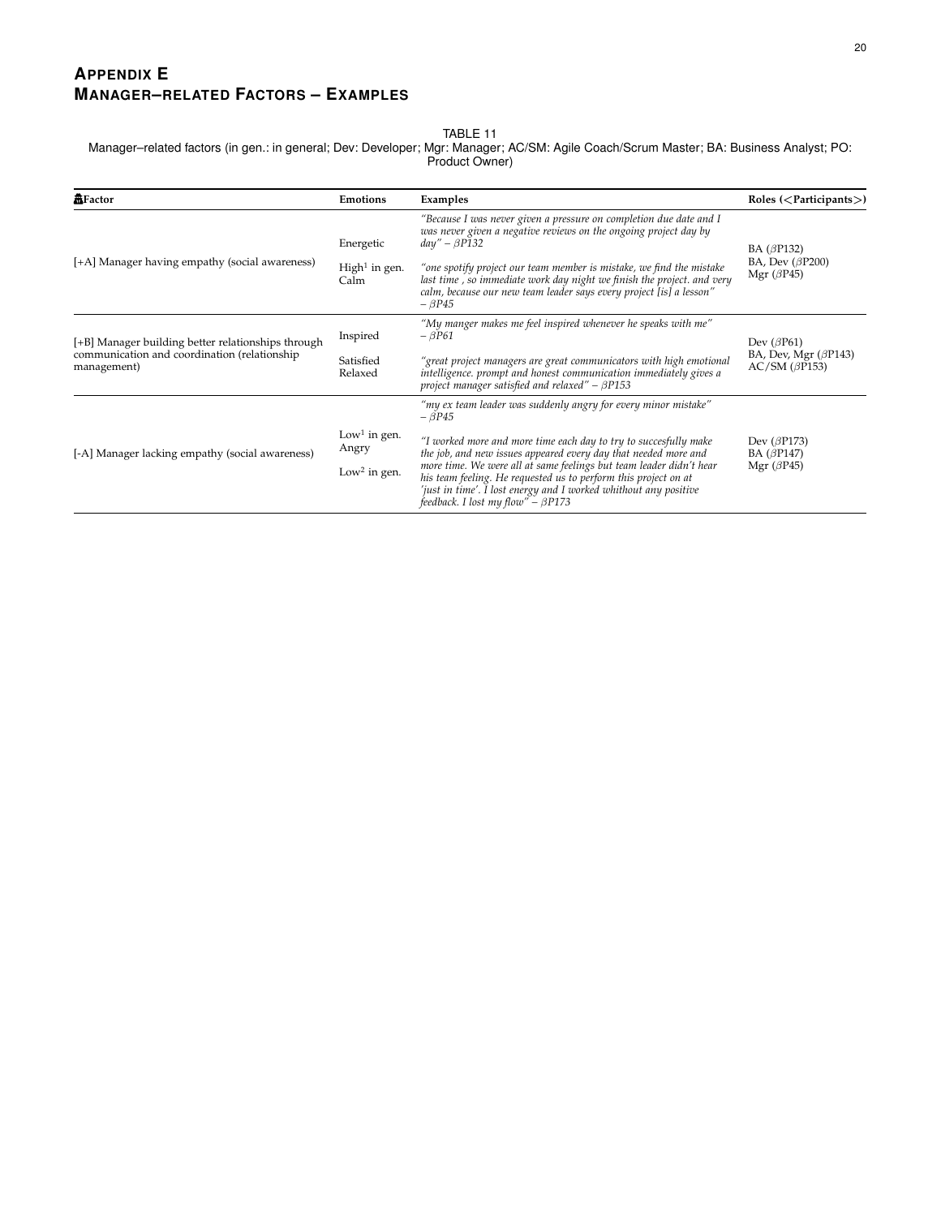# APPENDIX E
# MANAGER–RELATED FACTORS – EXAMPLES

TABLE 11
Manager–related factors (in gen.: in general; Dev: Developer; Mgr: Manager; AC/SM: Agile Coach/Scrum Master; BA: Business Analyst; PO: Product Owner)

| Factor | Emotions | Examples | Roles (<Participants>) |
|---|---|---|---|
| [+A] Manager having empathy (social awareness) | Energetic<br>High[1] in gen.<br>Calm | *"Because I was never given a pressure on completion due date and I was never given a negative reviews on the ongoing project day by day" – βP132*<br>*"one spotify project our team member is mistake, we find the mistake last time , so immediate work day night we finish the project. and very calm, because our new team leader says every project [is] a lesson" – βP45* | BA (βP132)<br>BA, Dev (βP200)<br>Mgr (βP45) |
| [+B] Manager building better relationships through communication and coordination (relationship management) | Inspired<br>Satisfied<br>Relaxed | *"My manger makes me feel inspired whenever he speaks with me" – βP61*<br>*"great project managers are great communicators with high emotional intelligence. prompt and honest communication immediately gives a project manager satisfied and relaxed" – βP153* | Dev (βP61)<br>BA, Dev, Mgr (βP143)<br>AC/SM (βP153) |
| [-A] Manager lacking empathy (social awareness) | Low[1] in gen.<br>Angry<br>Low[2] in gen. | *"my ex team leader was suddenly angry for every minor mistake" – βP45*<br>*"I worked more and more time each day to try to succesfully make the job, and new issues appeared every day that needed more and more time. We were all at same feelings but team leader didn't hear his team feeling. He requested us to perform this project on at 'just in time'. I lost energy and I worked whithout any positive feedback. I lost my flow" – βP173* | Dev (βP173)<br>BA (βP147)<br>Mgr (βP45) |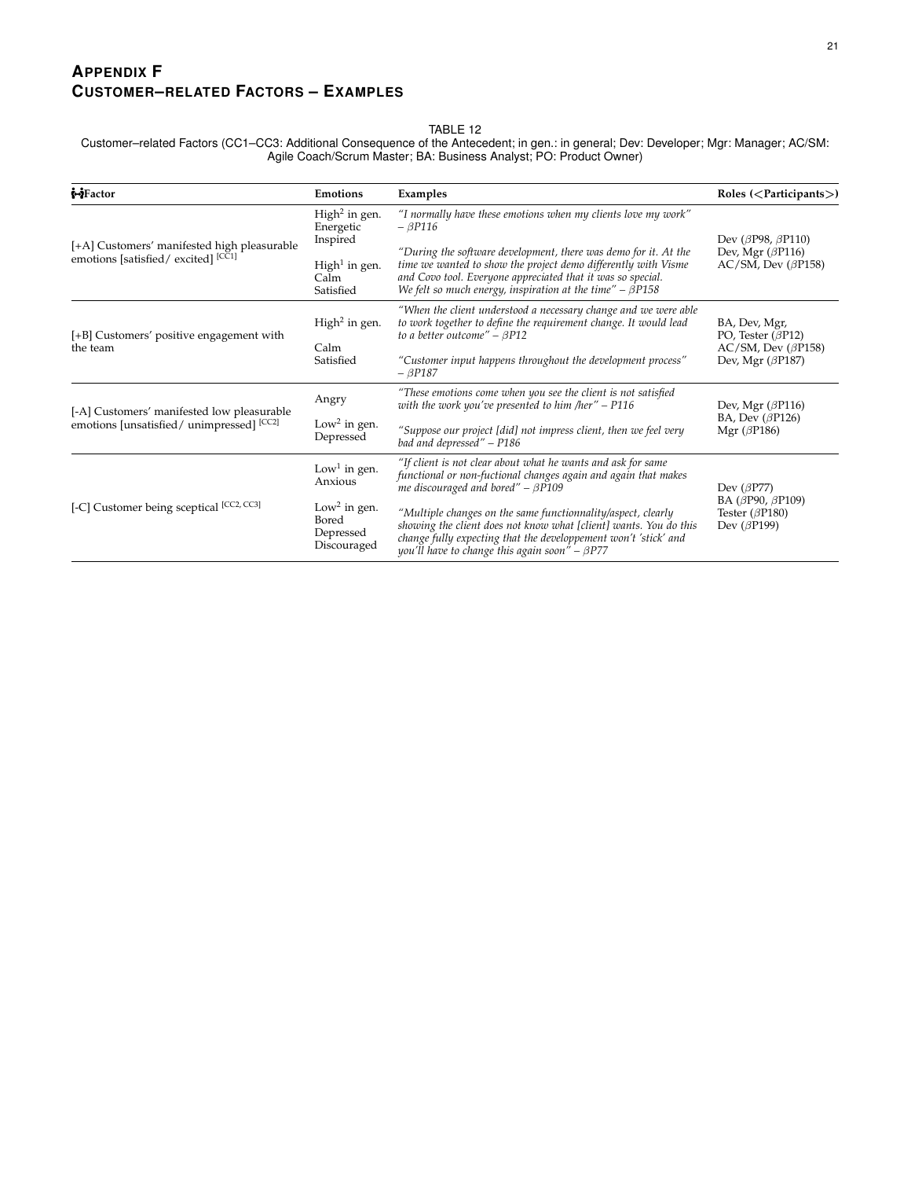# APPENDIX F
# CUSTOMER–RELATED FACTORS – EXAMPLES

TABLE 12
Customer–related Factors (CC1–CC3: Additional Consequence of the Antecedent; in gen.: in general; Dev: Developer; Mgr: Manager; AC/SM: Agile Coach/Scrum Master; BA: Business Analyst; PO: Product Owner)

| Factor | Emotions | Examples | Roles (<Participants>) |
|---|---|---|---|
| [+A] Customers' manifested high pleasurable emotions [satisfied/ excited] [CC1] | High[2] in gen. Energetic Inspired<br>High[1] in gen. Calm Satisfied | *"I normally have these emotions when my clients love my work" – βP116*<br>*"During the software development, there was demo for it. At the time we wanted to show the project demo differently with Visme and Covo tool. Everyone appreciated that it was so special. We felt so much energy, inspiration at the time" – βP158* | Dev (βP98, βP110)<br>Dev, Mgr (βP116)<br>AC/SM, Dev (βP158) |
| [+B] Customers' positive engagement with the team | High[2] in gen.<br>Calm Satisfied | *"When the client understood a necessary change and we were able to work together to define the requirement change. It would lead to a better outcome" – βP12*<br>*"Customer input happens throughout the development process" – βP187* | BA, Dev, Mgr, PO, Tester (βP12)<br>AC/SM, Dev (βP158)<br>Dev, Mgr (βP187) |
| [-A] Customers' manifested low pleasurable emotions [unsatisfied/ unimpressed] [CC2] | Angry<br>Low[2] in gen. Depressed | *"These emotions come when you see the client is not satisfied with the work you've presented to him /her" – P116*<br>*"Suppose our project [did] not impress client, then we feel very bad and depressed" – P186* | Dev, Mgr (βP116)<br>BA, Dev (βP126)<br>Mgr (βP186) |
| [-C] Customer being sceptical [CC2, CC3] | Low[1] in gen. Anxious<br>Low[2] in gen. Bored Depressed Discouraged | *"If client is not clear about what he wants and ask for same functional or non-fuctional changes again and again that makes me discouraged and bored" – βP109*<br>*"Multiple changes on the same functionnality/aspect, clearly showing the client does not know what [client] wants. You do this change fully expecting that the developpement won't 'stick' and you'll have to change this again soon" – βP77* | Dev (βP77)<br>BA (βP90, βP109)<br>Tester (βP180)<br>Dev (βP199) |